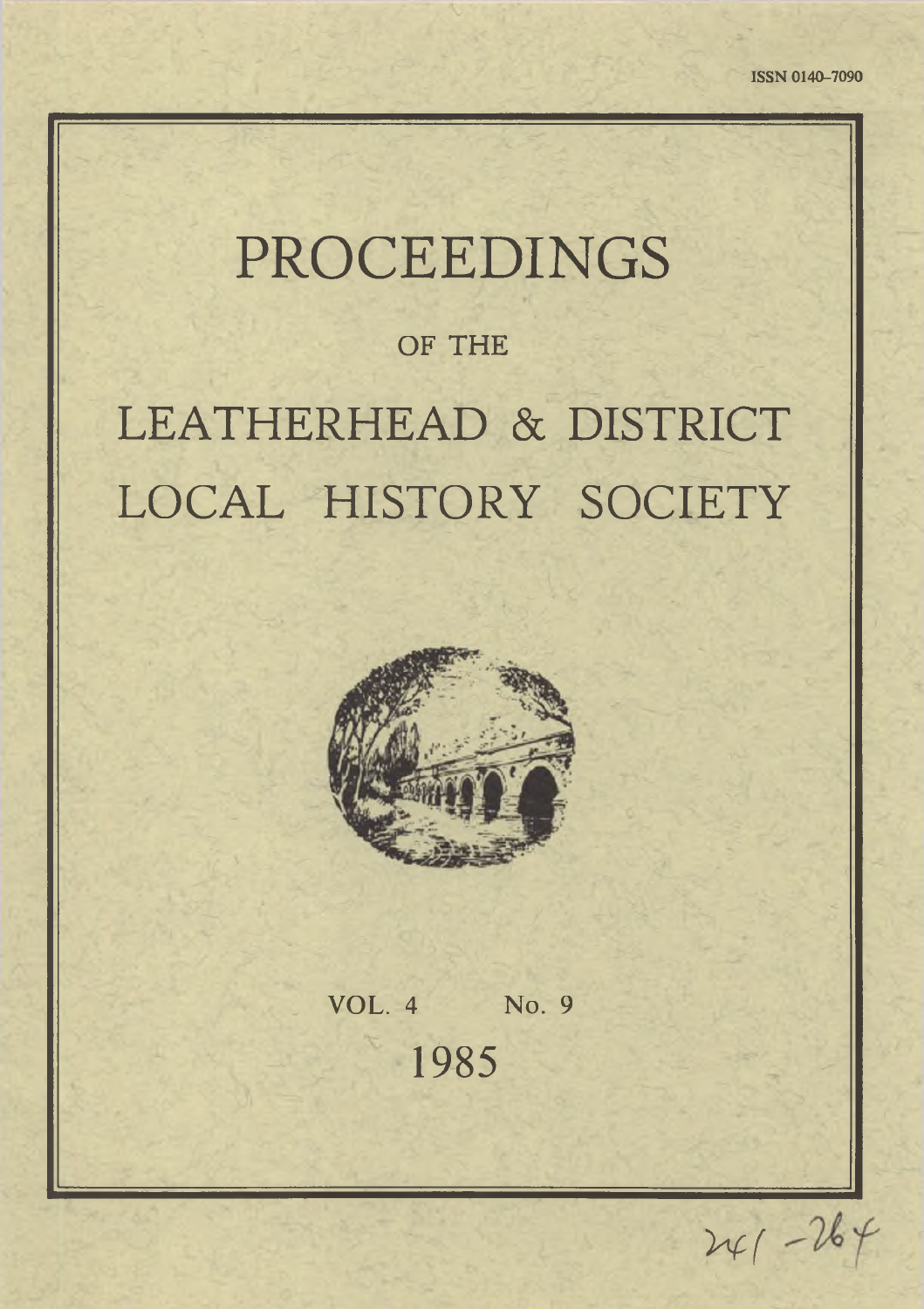ISSN 0140–7090

# PROCEEDINGS

OF THE

# LEATHERHEAD & DISTRICT LOCAL HISTORY SOCIETY

VOL. 4 No. 9

1985

241 – 264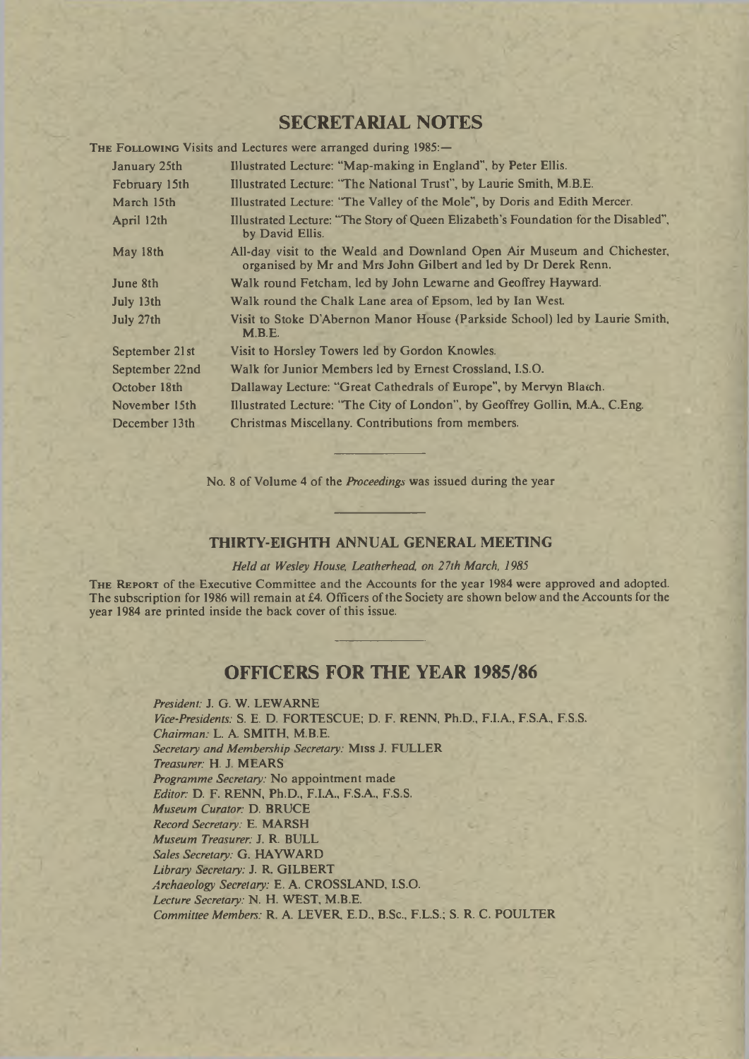# SECRETARIAL NOTES

THE FOLLOWING Visits and Lectures were arranged during 1985:—

| | |
|---|---|
| January 25th | Illustrated Lecture: "Map-making in England", by Peter Ellis. |
| February 15th | Illustrated Lecture: "The National Trust", by Laurie Smith, M.B.E. |
| March 15th | Illustrated Lecture: "The Valley of the Mole", by Doris and Edith Mercer. |
| April 12th | Illustrated Lecture: "The Story of Queen Elizabeth's Foundation for the Disabled", by David Ellis. |
| May 18th | All-day visit to the Weald and Downland Open Air Museum and Chichester, organised by Mr and Mrs John Gilbert and led by Dr Derek Renn. |
| June 8th | Walk round Fetcham, led by John Lewarne and Geoffrey Hayward. |
| July 13th | Walk round the Chalk Lane area of Epsom, led by Ian West. |
| July 27th | Visit to Stoke D'Abernon Manor House (Parkside School) led by Laurie Smith, M.B.E. |
| September 21st | Visit to Horsley Towers led by Gordon Knowles. |
| September 22nd | Walk for Junior Members led by Ernest Crossland, I.S.O. |
| October 18th | Dallaway Lecture: "Great Cathedrals of Europe", by Mervyn Blatch. |
| November 15th | Illustrated Lecture: "The City of London", by Geoffrey Gollin, M.A., C.Eng. |
| December 13th | Christmas Miscellany. Contributions from members. |

---

No. 8 of Volume 4 of the *Proceedings* was issued during the year

---

### THIRTY-EIGHTH ANNUAL GENERAL MEETING

*Held at Wesley House, Leatherhead, on 27th March, 1985*

THE REPORT of the Executive Committee and the Accounts for the year 1984 were approved and adopted. The subscription for 1986 will remain at £4. Officers of the Society are shown below and the Accounts for the year 1984 are printed inside the back cover of this issue.

---

## OFFICERS FOR THE YEAR 1985/86

*President:* J. G. W. LEWARNE
*Vice-Presidents:* S. E. D. FORTESCUE; D. F. RENN, Ph.D., F.I.A., F.S.A., F.S.S.
*Chairman:* L. A. SMITH, M.B.E.
*Secretary and Membership Secretary:* Miss J. FULLER
*Treasurer:* H. J. MEARS
*Programme Secretary:* No appointment made
*Editor:* D. F. RENN, Ph.D., F.I.A., F.S.A., F.S.S.
*Museum Curator:* D. BRUCE
*Record Secretary:* E. MARSH
*Museum Treasurer:* J. R. BULL
*Sales Secretary:* G. HAYWARD
*Library Secretary:* J. R. GILBERT
*Archaeology Secretary:* E. A. CROSSLAND, I.S.O.
*Lecture Secretary:* N. H. WEST, M.B.E.
*Committee Members:* R. A. LEVER, E.D., B.Sc., F.L.S.; S. R. C. POULTER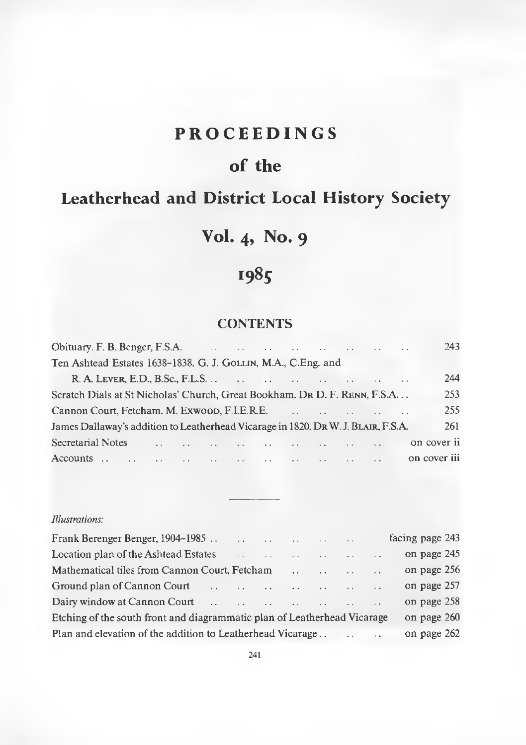# PROCEEDINGS

# of the

# Leatherhead and District Local History Society

# Vol. 4, No. 9

# 1985

## CONTENTS

| | |
|---|---|
| Obituary. F. B. Benger, F.S.A. | 243 |
| Ten Ashtead Estates 1638–1838. G. J. GOLLIN, M.A., C.Eng. and R. A. LEVER, E.D., B.Sc., F.L.S. | 244 |
| Scratch Dials at St Nicholas' Church, Great Bookham. DR D. F. RENN, F.S.A. | 253 |
| Cannon Court, Fetcham. M. EXWOOD, F.I.E.R.E. | 255 |
| James Dallaway's addition to Leatherhead Vicarage in 1820. DR W. J. BLAIR, F.S.A. | 261 |
| Secretarial Notes | on cover ii |
| Accounts | on cover iii |

---

*Illustrations:*

| | |
|---|---|
| Frank Berenger Benger, 1904–1985 | facing page 243 |
| Location plan of the Ashtead Estates | on page 245 |
| Mathematical tiles from Cannon Court, Fetcham | on page 256 |
| Ground plan of Cannon Court | on page 257 |
| Dairy window at Cannon Court | on page 258 |
| Etching of the south front and diagrammatic plan of Leatherhead Vicarage | on page 260 |
| Plan and elevation of the addition to Leatherhead Vicarage | on page 262 |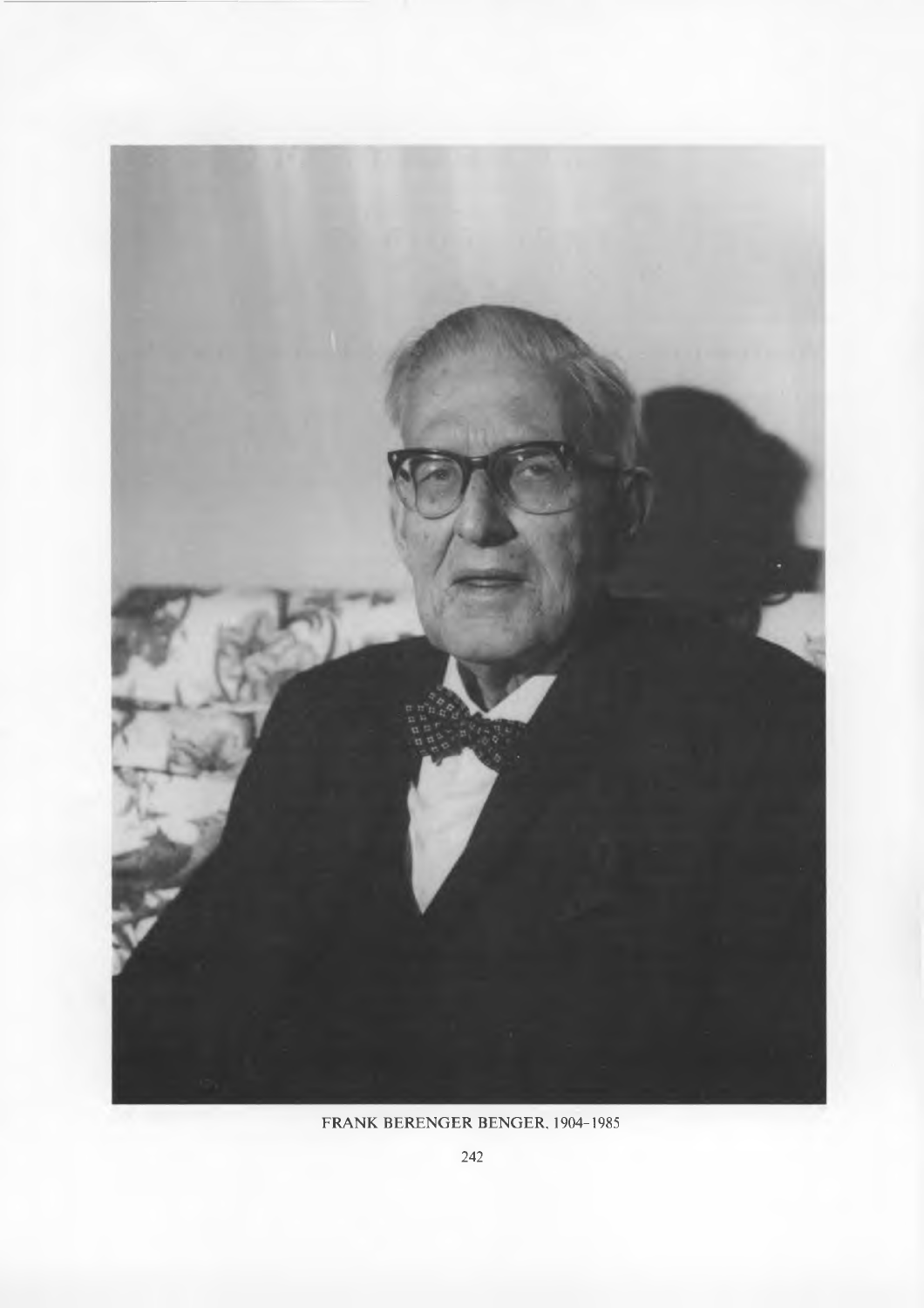FRANK BERENGER BENGER, 1904–1985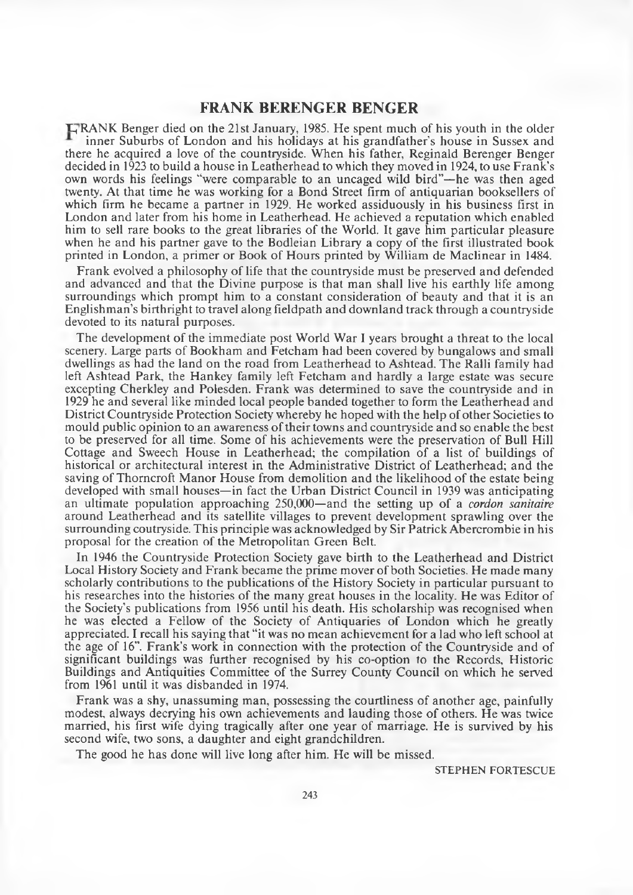## FRANK BERENGER BENGER

FRANK Benger died on the 21st January, 1985. He spent much of his youth in the older inner Suburbs of London and his holidays at his grandfather's house in Sussex and there he acquired a love of the countryside. When his father, Reginald Berenger Benger decided in 1923 to build a house in Leatherhead to which they moved in 1924, to use Frank's own words his feelings "were comparable to an uncaged wild bird"—he was then aged twenty. At that time he was working for a Bond Street firm of antiquarian booksellers of which firm he became a partner in 1929. He worked assiduously in his business first in London and later from his home in Leatherhead. He achieved a reputation which enabled him to sell rare books to the great libraries of the World. It gave him particular pleasure when he and his partner gave to the Bodleian Library a copy of the first illustrated book printed in London, a primer or Book of Hours printed by William de Maclinear in 1484.

Frank evolved a philosophy of life that the countryside must be preserved and defended and advanced and that the Divine purpose is that man shall live his earthly life among surroundings which prompt him to a constant consideration of beauty and that it is an Englishman's birthright to travel along fieldpath and downland track through a countryside devoted to its natural purposes.

The development of the immediate post World War I years brought a threat to the local scenery. Large parts of Bookham and Fetcham had been covered by bungalows and small dwellings as had the land on the road from Leatherhead to Ashtead. The Ralli family had left Ashtead Park, the Hankey family left Fetcham and hardly a large estate was secure excepting Cherkley and Polesden. Frank was determined to save the countryside and in 1929 he and several like minded local people banded together to form the Leatherhead and District Countryside Protection Society whereby he hoped with the help of other Societies to mould public opinion to an awareness of their towns and countryside and so enable the best to be preserved for all time. Some of his achievements were the preservation of Bull Hill Cottage and Sweech House in Leatherhead; the compilation of a list of buildings of historical or architectural interest in the Administrative District of Leatherhead; and the saving of Thorncroft Manor House from demolition and the likelihood of the estate being developed with small houses—in fact the Urban District Council in 1939 was anticipating an ultimate population approaching 250,000—and the setting up of a *cordon sanitaire* around Leatherhead and its satellite villages to prevent development sprawling over the surrounding coutryside. This principle was acknowledged by Sir Patrick Abercrombie in his proposal for the creation of the Metropolitan Green Belt.

In 1946 the Countryside Protection Society gave birth to the Leatherhead and District Local History Society and Frank became the prime mover of both Societies. He made many scholarly contributions to the publications of the History Society in particular pursuant to his researches into the histories of the many great houses in the locality. He was Editor of the Society's publications from 1956 until his death. His scholarship was recognised when he was elected a Fellow of the Society of Antiquaries of London which he greatly appreciated. I recall his saying that "it was no mean achievement for a lad who left school at the age of 16". Frank's work in connection with the protection of the Countryside and of significant buildings was further recognised by his co-option to the Records, Historic Buildings and Antiquities Committee of the Surrey County Council on which he served from 1961 until it was disbanded in 1974.

Frank was a shy, unassuming man, possessing the courtliness of another age, painfully modest, always decrying his own achievements and lauding those of others. He was twice married, his first wife dying tragically after one year of marriage. He is survived by his second wife, two sons, a daughter and eight grandchildren.

The good he has done will live long after him. He will be missed.

STEPHEN FORTESCUE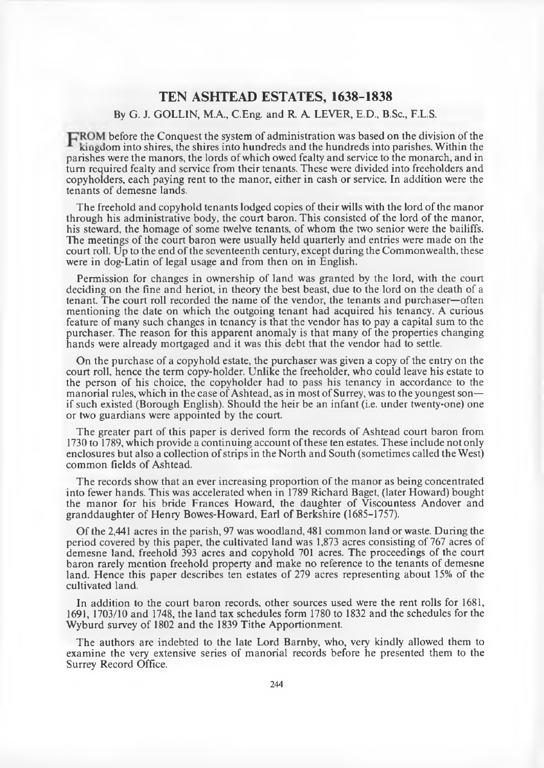# TEN ASHTEAD ESTATES, 1638–1838

By G. J. GOLLIN, M.A., C.Eng. and R. A. LEVER, E.D., B.Sc., F.L.S.

FROM before the Conquest the system of administration was based on the division of the kingdom into shires, the shires into hundreds and the hundreds into parishes. Within the parishes were the manors, the lords of which owed fealty and service to the monarch, and in turn required fealty and service from their tenants. These were divided into freeholders and copyholders, each paying rent to the manor, either in cash or service. In addition were the tenants of demesne lands.

The freehold and copyhold tenants lodged copies of their wills with the lord of the manor through his administrative body, the court baron. This consisted of the lord of the manor, his steward, the homage of some twelve tenants, of whom the two senior were the bailiffs. The meetings of the court baron were usually held quarterly and entries were made on the court roll. Up to the end of the seventeenth century, except during the Commonwealth, these were in dog-Latin of legal usage and from then on in English.

Permission for changes in ownership of land was granted by the lord, with the court deciding on the fine and heriot, in theory the best beast, due to the lord on the death of a tenant. The court roll recorded the name of the vendor, the tenants and purchaser—often mentioning the date on which the outgoing tenant had acquired his tenancy. A curious feature of many such changes in tenancy is that the vendor has to pay a capital sum to the purchaser. The reason for this apparent anomaly is that many of the properties changing hands were already mortgaged and it was this debt that the vendor had to settle.

On the purchase of a copyhold estate, the purchaser was given a copy of the entry on the court roll, hence the term copy-holder. Unlike the freeholder, who could leave his estate to the person of his choice, the copyholder had to pass his tenancy in accordance to the manorial rules, which in the case of Ashtead, as in most of Surrey, was to the youngest son—if such existed (Borough English). Should the heir be an infant (i.e. under twenty-one) one or two guardians were appointed by the court.

The greater part of this paper is derived form the records of Ashtead court baron from 1730 to 1789, which provide a continuing account of these ten estates. These include not only enclosures but also a collection of strips in the North and South (sometimes called the West) common fields of Ashtead.

The records show that an ever increasing proportion of the manor as being concentrated into fewer hands. This was accelerated when in 1789 Richard Baget, (later Howard) bought the manor for his bride Frances Howard, the daughter of Viscountess Andover and granddaughter of Henry Bowes-Howard, Earl of Berkshire (1685–1757).

Of the 2,441 acres in the parish, 97 was woodland, 481 common land or waste. During the period covered by this paper, the cultivated land was 1,873 acres consisting of 767 acres of demesne land, freehold 393 acres and copyhold 701 acres. The proceedings of the court baron rarely mention freehold property and make no reference to the tenants of demesne land. Hence this paper describes ten estates of 279 acres representing about 15% of the cultivated land.

In addition to the court baron records, other sources used were the rent rolls for 1681, 1691, 1703/10 and 1748, the land tax schedules form 1780 to 1832 and the schedules for the Wyburd survey of 1802 and the 1839 Tithe Apportionment.

The authors are indebted to the late Lord Barnby, who, very kindly allowed them to examine the very extensive series of manorial records before he presented them to the Surrey Record Office.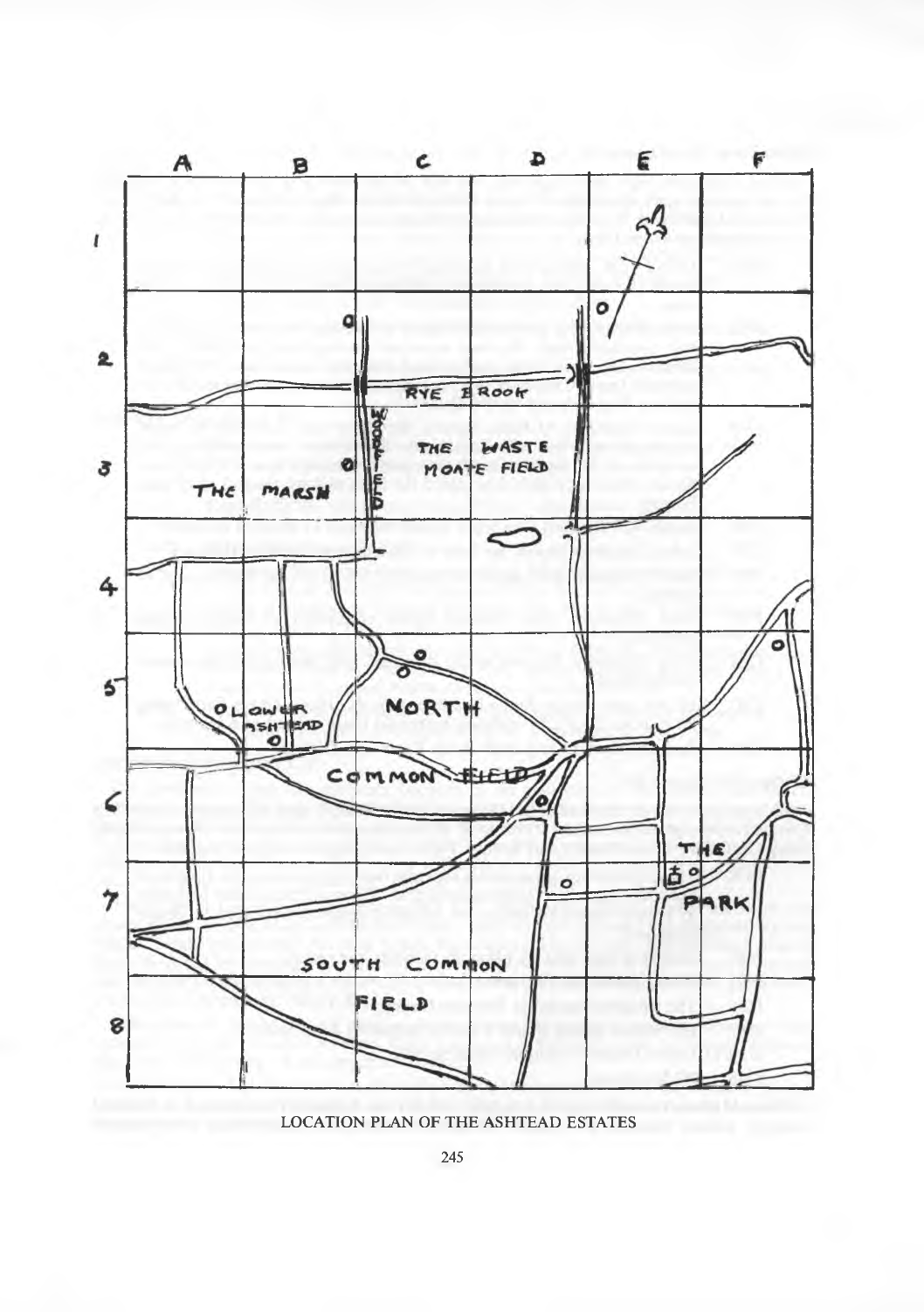LOCATION PLAN OF THE ASHTEAD ESTATES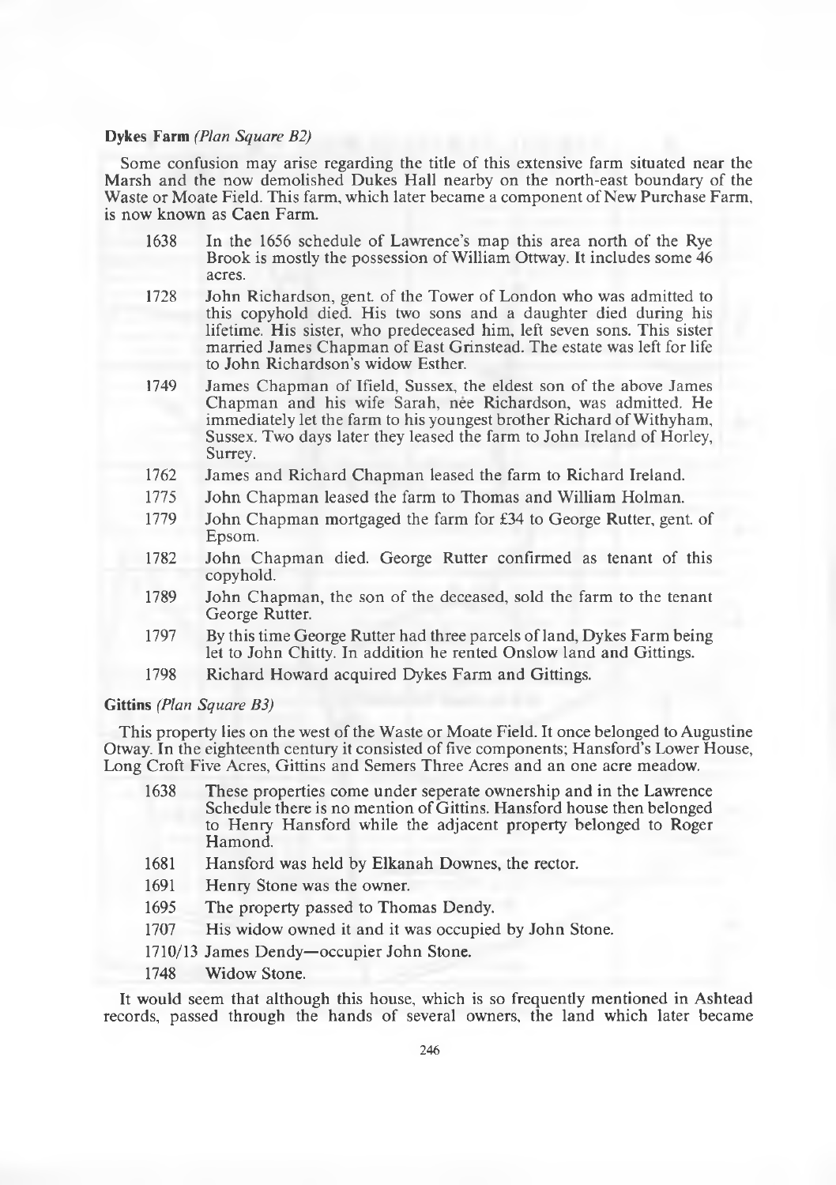**Dykes Farm** *(Plan Square B2)*

Some confusion may arise regarding the title of this extensive farm situated near the Marsh and the now demolished Dukes Hall nearby on the north-east boundary of the Waste or Moate Field. This farm, which later became a component of New Purchase Farm, is now known as Caen Farm.

- 1638 In the 1656 schedule of Lawrence's map this area north of the Rye Brook is mostly the possession of William Ottway. It includes some 46 acres.
- 1728 John Richardson, gent. of the Tower of London who was admitted to this copyhold died. His two sons and a daughter died during his lifetime. His sister, who predeceased him, left seven sons. This sister married James Chapman of East Grinstead. The estate was left for life to John Richardson's widow Esther.
- 1749 James Chapman of Ifield, Sussex, the eldest son of the above James Chapman and his wife Sarah, née Richardson, was admitted. He immediately let the farm to his youngest brother Richard of Withyham, Sussex. Two days later they leased the farm to John Ireland of Horley, Surrey.
- 1762 James and Richard Chapman leased the farm to Richard Ireland.
- 1775 John Chapman leased the farm to Thomas and William Holman.
- 1779 John Chapman mortgaged the farm for £34 to George Rutter, gent. of Epsom.
- 1782 John Chapman died. George Rutter confirmed as tenant of this copyhold.
- 1789 John Chapman, the son of the deceased, sold the farm to the tenant George Rutter.
- 1797 By this time George Rutter had three parcels of land, Dykes Farm being let to John Chitty. In addition he rented Onslow land and Gittings.
- 1798 Richard Howard acquired Dykes Farm and Gittings.

**Gittins** *(Plan Square B3)*

This property lies on the west of the Waste or Moate Field. It once belonged to Augustine Otway. In the eighteenth century it consisted of five components; Hansford's Lower House, Long Croft Five Acres, Gittins and Semers Three Acres and an one acre meadow.

- 1638 These properties come under seperate ownership and in the Lawrence Schedule there is no mention of Gittins. Hansford house then belonged to Henry Hansford while the adjacent property belonged to Roger Hamond.
- 1681 Hansford was held by Elkanah Downes, the rector.
- 1691 Henry Stone was the owner.
- 1695 The property passed to Thomas Dendy.
- 1707 His widow owned it and it was occupied by John Stone.
- 1710/13 James Dendy—occupier John Stone.
- 1748 Widow Stone.

It would seem that although this house, which is so frequently mentioned in Ashtead records, passed through the hands of several owners, the land which later became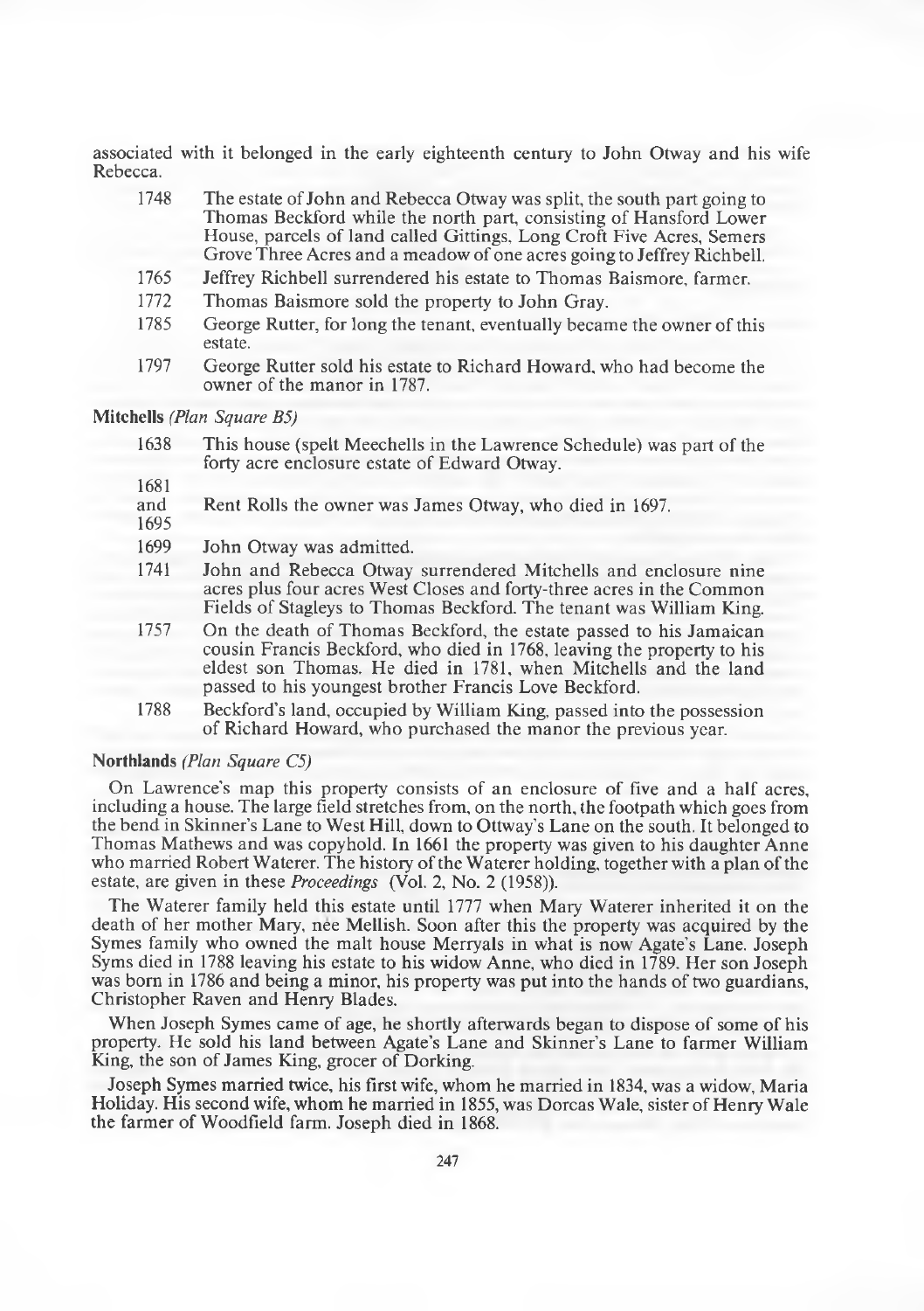associated with it belonged in the early eighteenth century to John Otway and his wife Rebecca.

| | |
|---|---|
| 1748 | The estate of John and Rebecca Otway was split, the south part going to Thomas Beckford while the north part, consisting of Hansford Lower House, parcels of land called Gittings, Long Croft Five Acres, Semers Grove Three Acres and a meadow of one acres going to Jeffrey Richbell. |
| 1765 | Jeffrey Richbell surrendered his estate to Thomas Baismore, farmer. |
| 1772 | Thomas Baismore sold the property to John Gray. |
| 1785 | George Rutter, for long the tenant, eventually became the owner of this estate. |
| 1797 | George Rutter sold his estate to Richard Howard, who had become the owner of the manor in 1787. |

**Mitchells** *(Plan Square B5)*

| | |
|---|---|
| 1638 | This house (spelt Meechells in the Lawrence Schedule) was part of the forty acre enclosure estate of Edward Otway. |
| 1681 and 1695 | Rent Rolls the owner was James Otway, who died in 1697. |
| 1699 | John Otway was admitted. |
| 1741 | John and Rebecca Otway surrendered Mitchells and enclosure nine acres plus four acres West Closes and forty-three acres in the Common Fields of Stagleys to Thomas Beckford. The tenant was William King. |
| 1757 | On the death of Thomas Beckford, the estate passed to his Jamaican cousin Francis Beckford, who died in 1768, leaving the property to his eldest son Thomas. He died in 1781, when Mitchells and the land passed to his youngest brother Francis Love Beckford. |
| 1788 | Beckford's land, occupied by William King, passed into the possession of Richard Howard, who purchased the manor the previous year. |

**Northlands** *(Plan Square C5)*

On Lawrence's map this property consists of an enclosure of five and a half acres, including a house. The large field stretches from, on the north, the footpath which goes from the bend in Skinner's Lane to West Hill, down to Ottway's Lane on the south. It belonged to Thomas Mathews and was copyhold. In 1661 the property was given to his daughter Anne who married Robert Waterer. The history of the Waterer holding, together with a plan of the estate, are given in these *Proceedings* (Vol. 2, No. 2 (1958)).

The Waterer family held this estate until 1777 when Mary Waterer inherited it on the death of her mother Mary, née Mellish. Soon after this the property was acquired by the Symes family who owned the malt house Merryals in what is now Agate's Lane. Joseph Syms died in 1788 leaving his estate to his widow Anne, who died in 1789. Her son Joseph was born in 1786 and being a minor, his property was put into the hands of two guardians, Christopher Raven and Henry Blades.

When Joseph Symes came of age, he shortly afterwards began to dispose of some of his property. He sold his land between Agate's Lane and Skinner's Lane to farmer William King, the son of James King, grocer of Dorking.

Joseph Symes married twice, his first wife, whom he married in 1834, was a widow, Maria Holiday. His second wife, whom he married in 1855, was Dorcas Wale, sister of Henry Wale the farmer of Woodfield farm. Joseph died in 1868.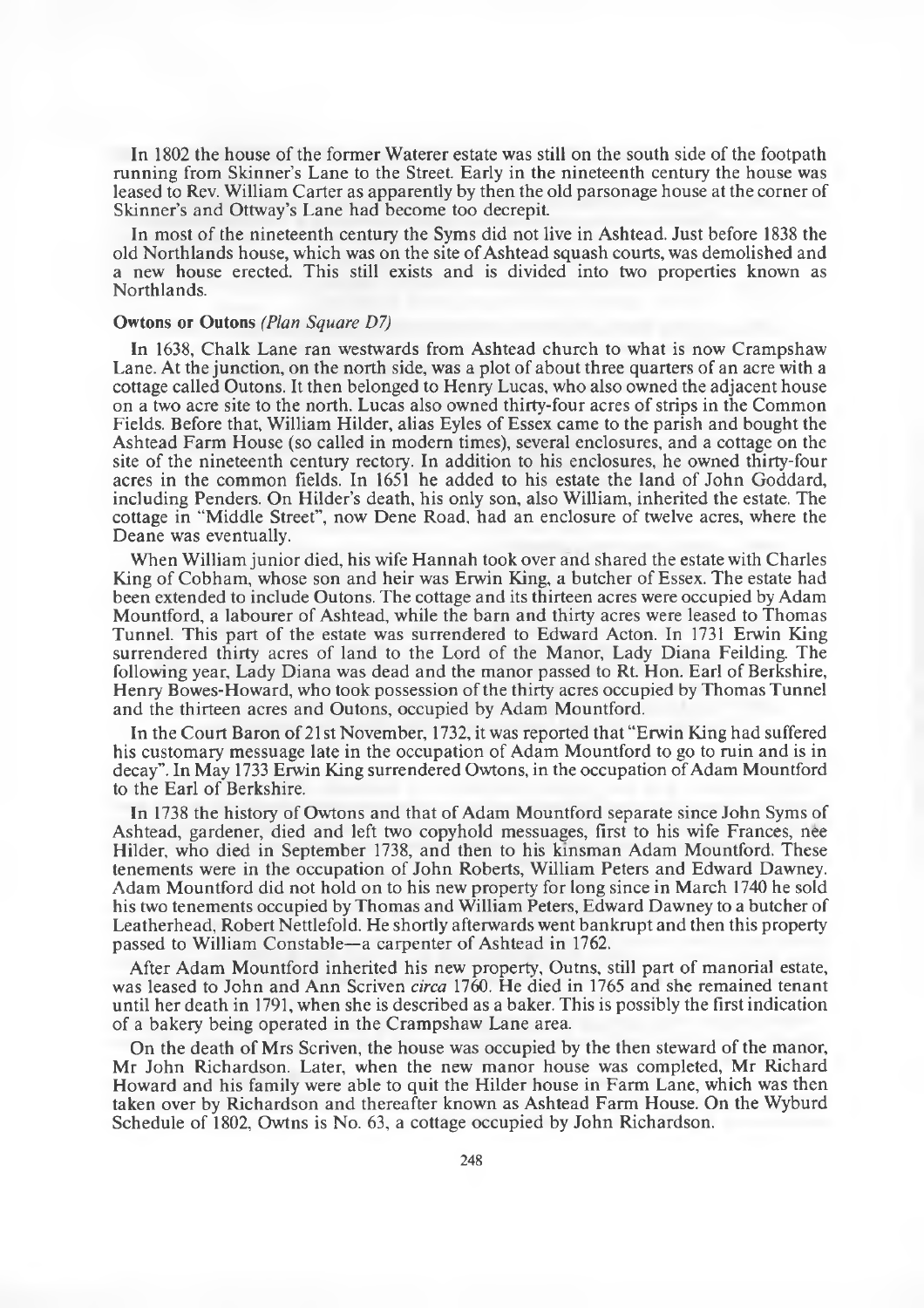In 1802 the house of the former Waterer estate was still on the south side of the footpath running from Skinner's Lane to the Street. Early in the nineteenth century the house was leased to Rev. William Carter as apparently by then the old parsonage house at the corner of Skinner's and Ottway's Lane had become too decrepit.

In most of the nineteenth century the Syms did not live in Ashtead. Just before 1838 the old Northlands house, which was on the site of Ashtead squash courts, was demolished and a new house erected. This still exists and is divided into two properties known as Northlands.

**Owtons or Outons** *(Plan Square D7)*

In 1638, Chalk Lane ran westwards from Ashtead church to what is now Crampshaw Lane. At the junction, on the north side, was a plot of about three quarters of an acre with a cottage called Outons. It then belonged to Henry Lucas, who also owned the adjacent house on a two acre site to the north. Lucas also owned thirty-four acres of strips in the Common Fields. Before that, William Hilder, alias Eyles of Essex came to the parish and bought the Ashtead Farm House (so called in modern times), several enclosures, and a cottage on the site of the nineteenth century rectory. In addition to his enclosures, he owned thirty-four acres in the common fields. In 1651 he added to his estate the land of John Goddard, including Penders. On Hilder's death, his only son, also William, inherited the estate. The cottage in "Middle Street", now Dene Road, had an enclosure of twelve acres, where the Deane was eventually.

When William junior died, his wife Hannah took over and shared the estate with Charles King of Cobham, whose son and heir was Erwin King, a butcher of Essex. The estate had been extended to include Outons. The cottage and its thirteen acres were occupied by Adam Mountford, a labourer of Ashtead, while the barn and thirty acres were leased to Thomas Tunnel. This part of the estate was surrendered to Edward Acton. In 1731 Erwin King surrendered thirty acres of land to the Lord of the Manor, Lady Diana Feilding. The following year, Lady Diana was dead and the manor passed to Rt. Hon. Earl of Berkshire, Henry Bowes-Howard, who took possession of the thirty acres occupied by Thomas Tunnel and the thirteen acres and Outons, occupied by Adam Mountford.

In the Court Baron of 21st November, 1732, it was reported that "Erwin King had suffered his customary messuage late in the occupation of Adam Mountford to go to ruin and is in decay". In May 1733 Erwin King surrendered Owtons, in the occupation of Adam Mountford to the Earl of Berkshire.

In 1738 the history of Owtons and that of Adam Mountford separate since John Syms of Ashtead, gardener, died and left two copyhold messuages, first to his wife Frances, née Hilder, who died in September 1738, and then to his kinsman Adam Mountford. These tenements were in the occupation of John Roberts, William Peters and Edward Dawney. Adam Mountford did not hold on to his new property for long since in March 1740 he sold his two tenements occupied by Thomas and William Peters, Edward Dawney to a butcher of Leatherhead, Robert Nettlefold. He shortly afterwards went bankrupt and then this property passed to William Constable—a carpenter of Ashtead in 1762.

After Adam Mountford inherited his new property, Outns, still part of manorial estate, was leased to John and Ann Scriven *circa* 1760. He died in 1765 and she remained tenant until her death in 1791, when she is described as a baker. This is possibly the first indication of a bakery being operated in the Crampshaw Lane area.

On the death of Mrs Scriven, the house was occupied by the then steward of the manor, Mr John Richardson. Later, when the new manor house was completed, Mr Richard Howard and his family were able to quit the Hilder house in Farm Lane, which was then taken over by Richardson and thereafter known as Ashtead Farm House. On the Wyburd Schedule of 1802, Owtns is No. 63, a cottage occupied by John Richardson.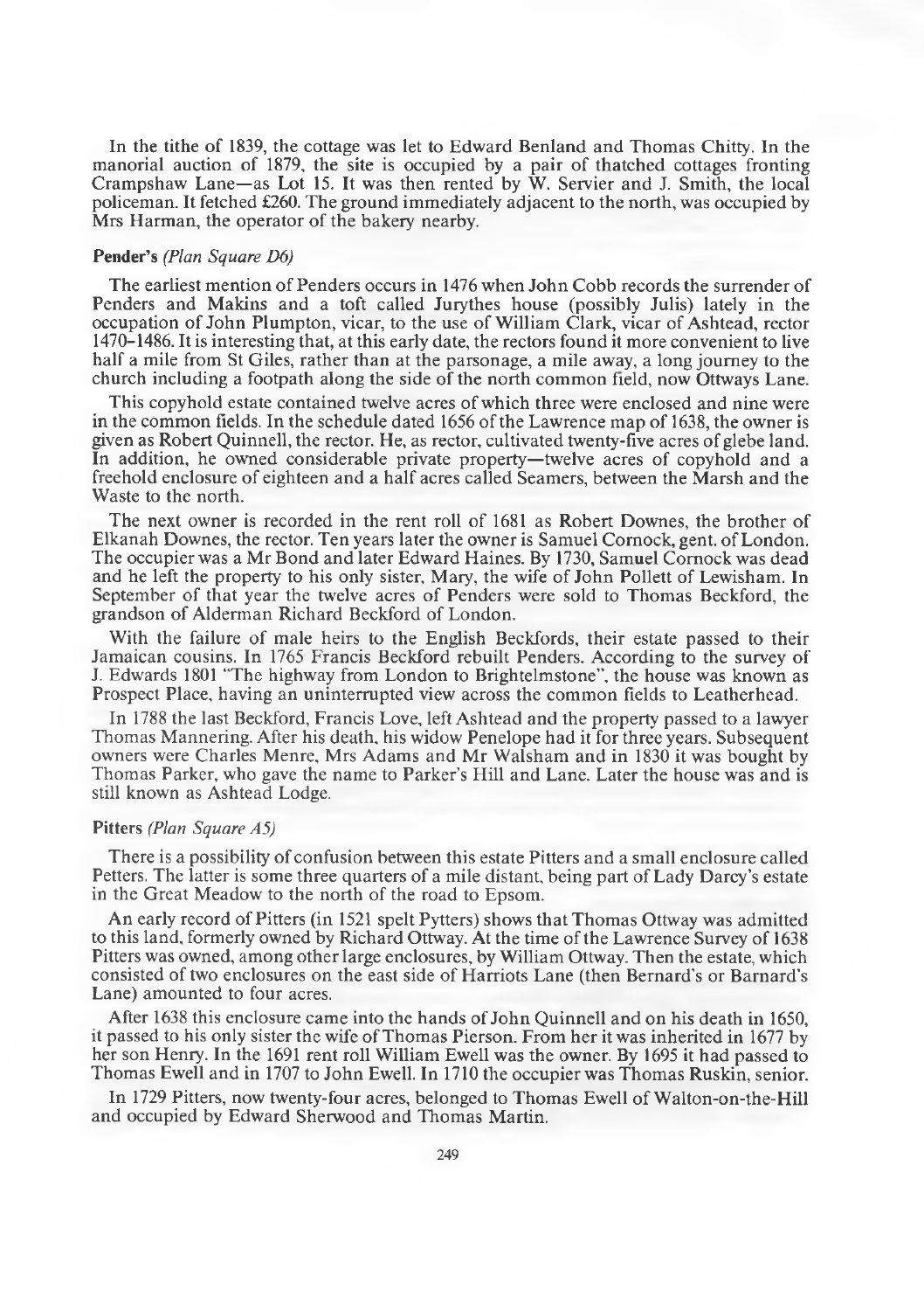In the tithe of 1839, the cottage was let to Edward Benland and Thomas Chitty. In the manorial auction of 1879, the site is occupied by a pair of thatched cottages fronting Crampshaw Lane—as Lot 15. It was then rented by W. Servier and J. Smith, the local policeman. It fetched £260. The ground immediately adjacent to the north, was occupied by Mrs Harman, the operator of the bakery nearby.

**Pender's** *(Plan Square D6)*

The earliest mention of Penders occurs in 1476 when John Cobb records the surrender of Penders and Makins and a toft called Jurythes house (possibly Julis) lately in the occupation of John Plumpton, vicar, to the use of William Clark, vicar of Ashtead, rector 1470–1486. It is interesting that, at this early date, the rectors found it more convenient to live half a mile from St Giles, rather than at the parsonage, a mile away, a long journey to the church including a footpath along the side of the north common field, now Ottways Lane.

This copyhold estate contained twelve acres of which three were enclosed and nine were in the common fields. In the schedule dated 1656 of the Lawrence map of 1638, the owner is given as Robert Quinnell, the rector. He, as rector, cultivated twenty-five acres of glebe land. In addition, he owned considerable private property—twelve acres of copyhold and a freehold enclosure of eighteen and a half acres called Seamers, between the Marsh and the Waste to the north.

The next owner is recorded in the rent roll of 1681 as Robert Downes, the brother of Elkanah Downes, the rector. Ten years later the owner is Samuel Cornock, gent. of London. The occupier was a Mr Bond and later Edward Haines. By 1730, Samuel Cornock was dead and he left the property to his only sister, Mary, the wife of John Pollett of Lewisham. In September of that year the twelve acres of Penders were sold to Thomas Beckford, the grandson of Alderman Richard Beckford of London.

With the failure of male heirs to the English Beckfords, their estate passed to their Jamaican cousins. In 1765 Francis Beckford rebuilt Penders. According to the survey of J. Edwards 1801 "The highway from London to Brightelmstone", the house was known as Prospect Place, having an uninterrupted view across the common fields to Leatherhead.

In 1788 the last Beckford, Francis Love, left Ashtead and the property passed to a lawyer Thomas Mannering. After his death, his widow Penelope had it for three years. Subsequent owners were Charles Menre, Mrs Adams and Mr Walsham and in 1830 it was bought by Thomas Parker, who gave the name to Parker's Hill and Lane. Later the house was and is still known as Ashtead Lodge.

**Pitters** *(Plan Square A5)*

There is a possibility of confusion between this estate Pitters and a small enclosure called Petters. The latter is some three quarters of a mile distant, being part of Lady Darcy's estate in the Great Meadow to the north of the road to Epsom.

An early record of Pitters (in 1521 spelt Pytters) shows that Thomas Ottway was admitted to this land, formerly owned by Richard Ottway. At the time of the Lawrence Survey of 1638 Pitters was owned, among other large enclosures, by William Ottway. Then the estate, which consisted of two enclosures on the east side of Harriots Lane (then Bernard's or Barnard's Lane) amounted to four acres.

After 1638 this enclosure came into the hands of John Quinnell and on his death in 1650, it passed to his only sister the wife of Thomas Pierson. From her it was inherited in 1677 by her son Henry. In the 1691 rent roll William Ewell was the owner. By 1695 it had passed to Thomas Ewell and in 1707 to John Ewell. In 1710 the occupier was Thomas Ruskin, senior.

In 1729 Pitters, now twenty-four acres, belonged to Thomas Ewell of Walton-on-the-Hill and occupied by Edward Sherwood and Thomas Martin.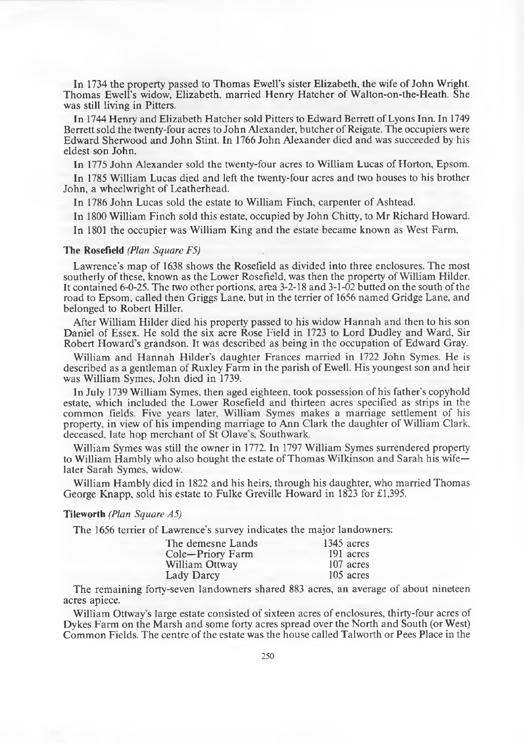In 1734 the property passed to Thomas Ewell's sister Elizabeth, the wife of John Wright. Thomas Ewell's widow, Elizabeth, married Henry Hatcher of Walton-on-the-Heath. She was still living in Pitters.

In 1744 Henry and Elizabeth Hatcher sold Pitters to Edward Berrett of Lyons Inn. In 1749 Berrett sold the twenty-four acres to John Alexander, butcher of Reigate. The occupiers were Edward Sherwood and John Stint. In 1766 John Alexander died and was succeeded by his eldest son John.

In 1775 John Alexander sold the twenty-four acres to William Lucas of Horton, Epsom.

In 1785 William Lucas died and left the twenty-four acres and two houses to his brother John, a wheelwright of Leatherhead.

In 1786 John Lucas sold the estate to William Finch, carpenter of Ashtead.

In 1800 William Finch sold this estate, occupied by John Chitty, to Mr Richard Howard.

In 1801 the occupier was William King and the estate became known as West Farm.

### The Rosefield *(Plan Square F5)*

Lawrence's map of 1638 shows the Rosefield as divided into three enclosures. The most southerly of these, known as the Lower Rosefield, was then the property of William Hilder. It contained 6-0-25. The two other portions, area 3-2-18 and 3-1-02 butted on the south of the road to Epsom, called then Griggs Lane, but in the terrier of 1656 named Gridge Lane, and belonged to Robert Hiller.

After William Hilder died his property passed to his widow Hannah and then to his son Daniel of Essex. He sold the six acre Rose Field in 1723 to Lord Dudley and Ward, Sir Robert Howard's grandson. It was described as being in the occupation of Edward Gray.

William and Hannah Hilder's daughter Frances married in 1722 John Symes. He is described as a gentleman of Ruxley Farm in the parish of Ewell. His youngest son and heir was William Symes, John died in 1739.

In July 1739 William Symes, then aged eighteen, took possession of his father's copyhold estate, which included the Lower Rosefield and thirteen acres specified as strips in the common fields. Five years later, William Symes makes a marriage settlement of his property, in view of his impending marriage to Ann Clark the daughter of William Clark, deceased, late hop merchant of St Olave's, Southwark.

William Symes was still the owner in 1772. In 1797 William Symes surrendered property to William Hambly who also bought the estate of Thomas Wilkinson and Sarah his wife—later Sarah Symes, widow.

William Hambly died in 1822 and his heirs, through his daughter, who married Thomas George Knapp, sold his estate to Fulke Greville Howard in 1823 for £1,395.

### Tileworth *(Plan Square A5)*

The 1656 terrier of Lawrence's survey indicates the major landowners:

| | |
|---|---|
| The demesne Lands | 1345 acres |
| Cole—Priory Farm | 191 acres |
| William Ottway | 107 acres |
| Lady Darcy | 105 acres |

The remaining forty-seven landowners shared 883 acres, an average of about nineteen acres apiece.

William Ottway's large estate consisted of sixteen acres of enclosures, thirty-four acres of Dykes Farm on the Marsh and some forty acres spread over the North and South (or West) Common Fields. The centre of the estate was the house called Talworth or Pees Place in the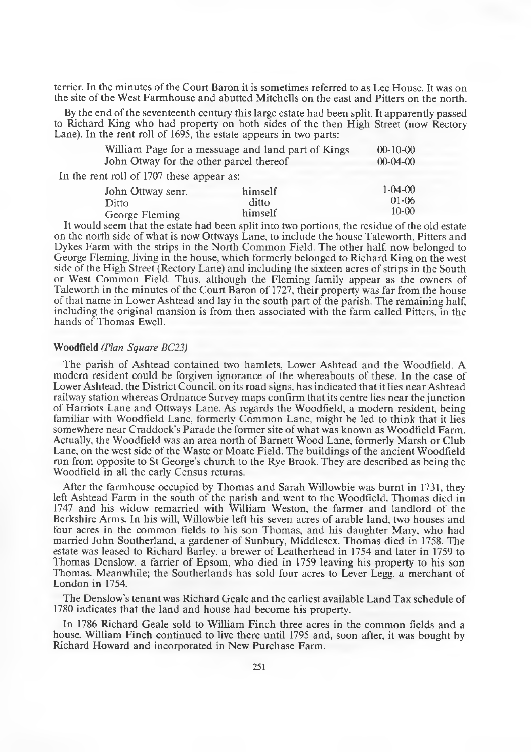terrier. In the minutes of the Court Baron it is sometimes referred to as Lee House. It was on the site of the West Farmhouse and abutted Mitchells on the east and Pitters on the north.

By the end of the seventeenth century this large estate had been split. It apparently passed to Richard King who had property on both sides of the then High Street (now Rectory Lane). In the rent roll of 1695, the estate appears in two parts:

| | |
|---|---|
| William Page for a messuage and land part of Kings | 00-10-00 |
| John Otway for the other parcel thereof | 00-04-00 |

In the rent roll of 1707 these appear as:

| | | |
|---|---|---|
| John Ottway senr. | himself | 1-04-00 |
| Ditto | ditto | 01-06 |
| George Fleming | himself | 10-00 |

It would seem that the estate had been split into two portions, the residue of the old estate on the north side of what is now Ottways Lane, to include the house Taleworth, Pitters and Dykes Farm with the strips in the North Common Field. The other half, now belonged to George Fleming, living in the house, which formerly belonged to Richard King on the west side of the High Street (Rectory Lane) and including the sixteen acres of strips in the South or West Common Field. Thus, although the Fleming family appear as the owners of Taleworth in the minutes of the Court Baron of 1727, their property was far from the house of that name in Lower Ashtead and lay in the south part of the parish. The remaining half, including the original mansion is from then associated with the farm called Pitters, in the hands of Thomas Ewell.

**Woodfield** *(Plan Square BC23)*

The parish of Ashtead contained two hamlets, Lower Ashtead and the Woodfield. A modern resident could be forgiven ignorance of the whereabouts of these. In the case of Lower Ashtead, the District Council, on its road signs, has indicated that it lies near Ashtead railway station whereas Ordnance Survey maps confirm that its centre lies near the junction of Harriots Lane and Ottways Lane. As regards the Woodfield, a modern resident, being familiar with Woodfield Lane, formerly Common Lane, might be led to think that it lies somewhere near Craddock's Parade the former site of what was known as Woodfield Farm. Actually, the Woodfield was an area north of Barnett Wood Lane, formerly Marsh or Club Lane, on the west side of the Waste or Moate Field. The buildings of the ancient Woodfield run from opposite to St George's church to the Rye Brook. They are described as being the Woodfield in all the early Census returns.

After the farmhouse occupied by Thomas and Sarah Willowbie was burnt in 1731, they left Ashtead Farm in the south of the parish and went to the Woodfield. Thomas died in 1747 and his widow remarried with William Weston, the farmer and landlord of the Berkshire Arms. In his will, Willowbie left his seven acres of arable land, two houses and four acres in the common fields to his son Thomas, and his daughter Mary, who had married John Southerland, a gardener of Sunbury, Middlesex. Thomas died in 1758. The estate was leased to Richard Barley, a brewer of Leatherhead in 1754 and later in 1759 to Thomas Denslow, a farrier of Epsom, who died in 1759 leaving his property to his son Thomas. Meanwhile; the Southerlands has sold four acres to Lever Legg, a merchant of London in 1754.

The Denslow's tenant was Richard Geale and the earliest available Land Tax schedule of 1780 indicates that the land and house had become his property.

In 1786 Richard Geale sold to William Finch three acres in the common fields and a house. William Finch continued to live there until 1795 and, soon after, it was bought by Richard Howard and incorporated in New Purchase Farm.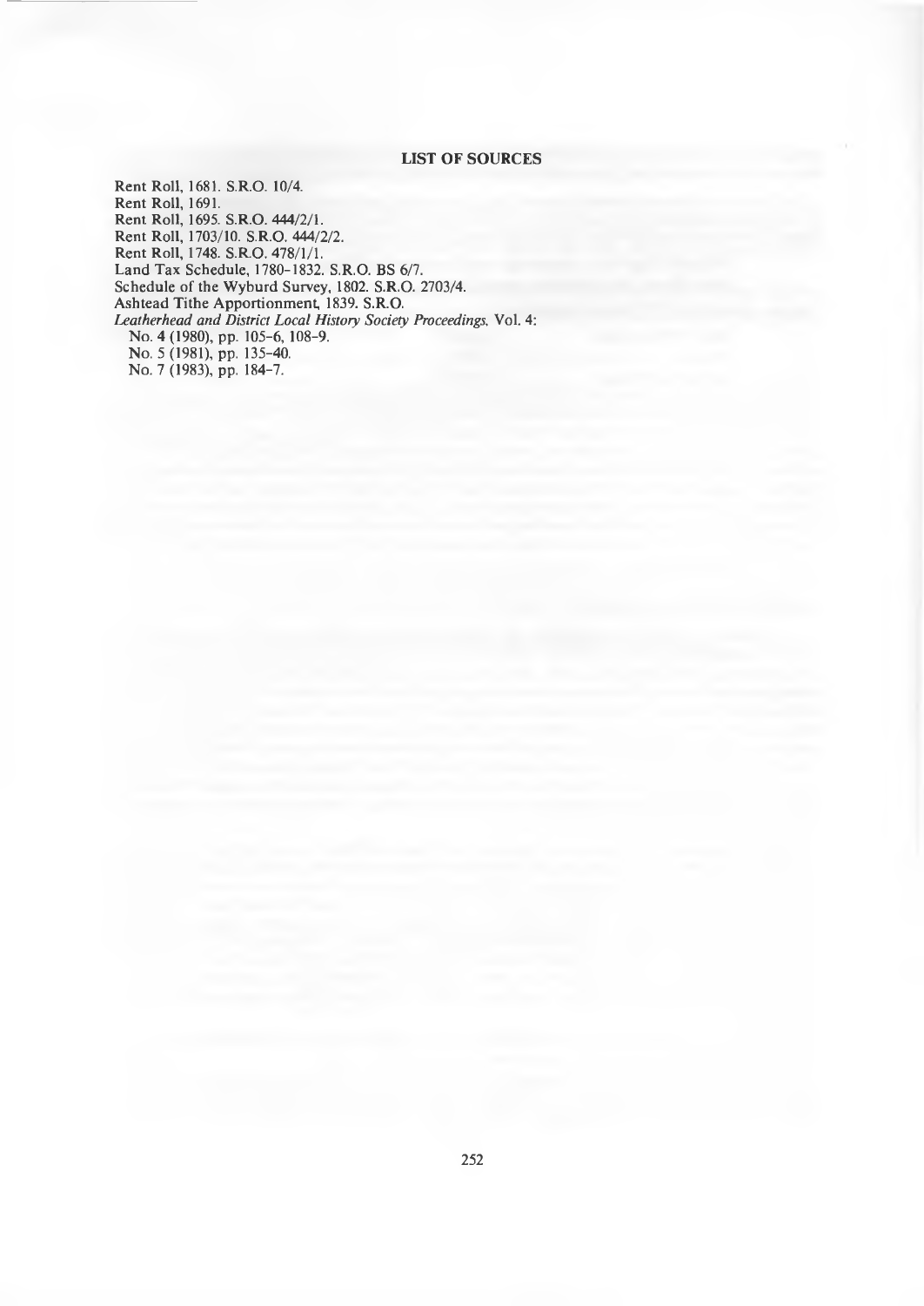## LIST OF SOURCES

Rent Roll, 1681. S.R.O. 10/4.
Rent Roll, 1691.
Rent Roll, 1695. S.R.O. 444/2/1.
Rent Roll, 1703/10. S.R.O. 444/2/2.
Rent Roll, 1748. S.R.O. 478/1/1.
Land Tax Schedule, 1780–1832. S.R.O. BS 6/7.
Schedule of the Wyburd Survey, 1802. S.R.O. 2703/4.
Ashtead Tithe Apportionment, 1839. S.R.O.
*Leatherhead and District Local History Society Proceedings*. Vol. 4:
  No. 4 (1980), pp. 105–6, 108–9.
  No. 5 (1981), pp. 135–40.
  No. 7 (1983), pp. 184–7.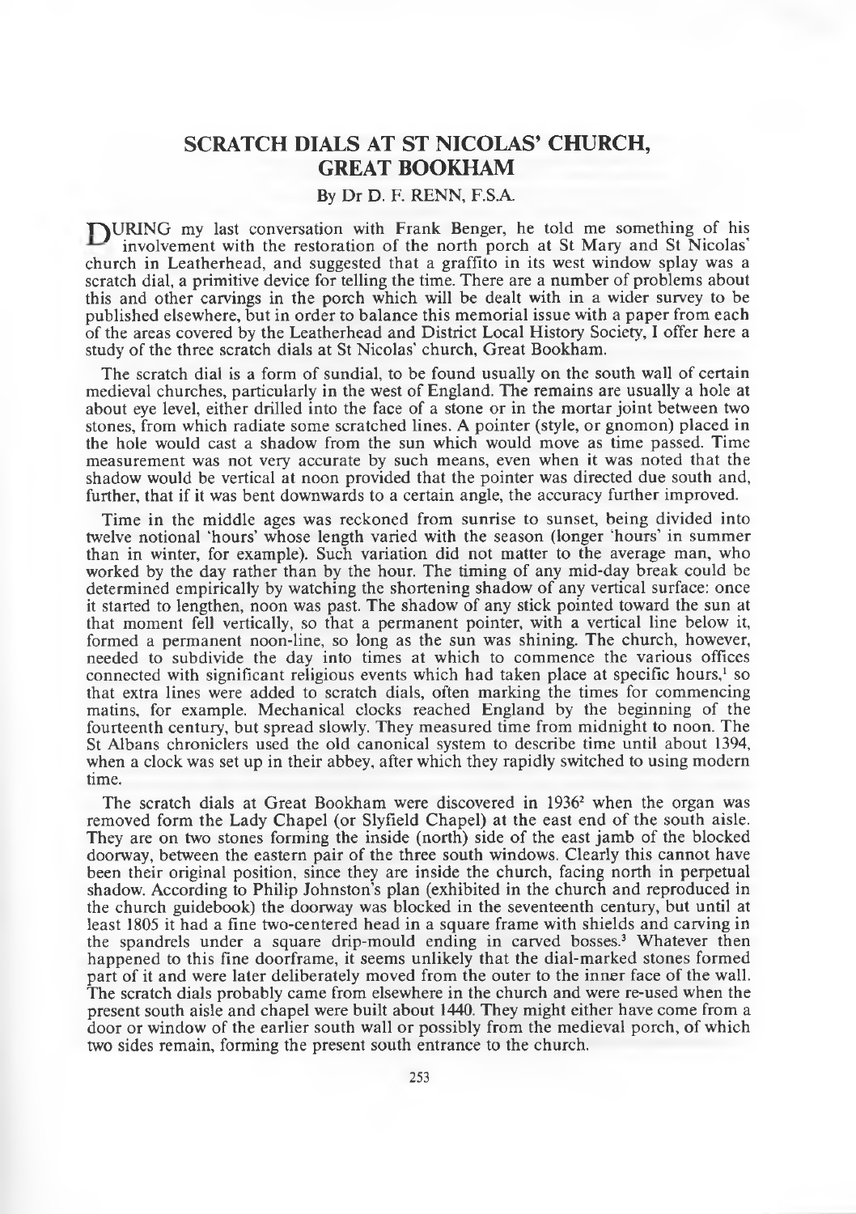# SCRATCH DIALS AT ST NICOLAS' CHURCH, GREAT BOOKHAM

By Dr D. F. RENN, F.S.A.

DURING my last conversation with Frank Benger, he told me something of his involvement with the restoration of the north porch at St Mary and St Nicolas' church in Leatherhead, and suggested that a graffito in its west window splay was a scratch dial, a primitive device for telling the time. There are a number of problems about this and other carvings in the porch which will be dealt with in a wider survey to be published elsewhere, but in order to balance this memorial issue with a paper from each of the areas covered by the Leatherhead and District Local History Society, I offer here a study of the three scratch dials at St Nicolas' church, Great Bookham.

The scratch dial is a form of sundial, to be found usually on the south wall of certain medieval churches, particularly in the west of England. The remains are usually a hole at about eye level, either drilled into the face of a stone or in the mortar joint between two stones, from which radiate some scratched lines. A pointer (style, or gnomon) placed in the hole would cast a shadow from the sun which would move as time passed. Time measurement was not very accurate by such means, even when it was noted that the shadow would be vertical at noon provided that the pointer was directed due south and, further, that if it was bent downwards to a certain angle, the accuracy further improved.

Time in the middle ages was reckoned from sunrise to sunset, being divided into twelve notional 'hours' whose length varied with the season (longer 'hours' in summer than in winter, for example). Such variation did not matter to the average man, who worked by the day rather than by the hour. The timing of any mid-day break could be determined empirically by watching the shortening shadow of any vertical surface: once it started to lengthen, noon was past. The shadow of any stick pointed toward the sun at that moment fell vertically, so that a permanent pointer, with a vertical line below it, formed a permanent noon-line, so long as the sun was shining. The church, however, needed to subdivide the day into times at which to commence the various offices connected with significant religious events which had taken place at specific hours,[1] so that extra lines were added to scratch dials, often marking the times for commencing matins, for example. Mechanical clocks reached England by the beginning of the fourteenth century, but spread slowly. They measured time from midnight to noon. The St Albans chroniclers used the old canonical system to describe time until about 1394, when a clock was set up in their abbey, after which they rapidly switched to using modern time.

The scratch dials at Great Bookham were discovered in 1936[2] when the organ was removed form the Lady Chapel (or Slyfield Chapel) at the east end of the south aisle. They are on two stones forming the inside (north) side of the east jamb of the blocked doorway, between the eastern pair of the three south windows. Clearly this cannot have been their original position, since they are inside the church, facing north in perpetual shadow. According to Philip Johnston's plan (exhibited in the church and reproduced in the church guidebook) the doorway was blocked in the seventeenth century, but until at least 1805 it had a fine two-centered head in a square frame with shields and carving in the spandrels under a square drip-mould ending in carved bosses.[3] Whatever then happened to this fine doorframe, it seems unlikely that the dial-marked stones formed part of it and were later deliberately moved from the outer to the inner face of the wall. The scratch dials probably came from elsewhere in the church and were re-used when the present south aisle and chapel were built about 1440. They might either have come from a door or window of the earlier south wall or possibly from the medieval porch, of which two sides remain, forming the present south entrance to the church.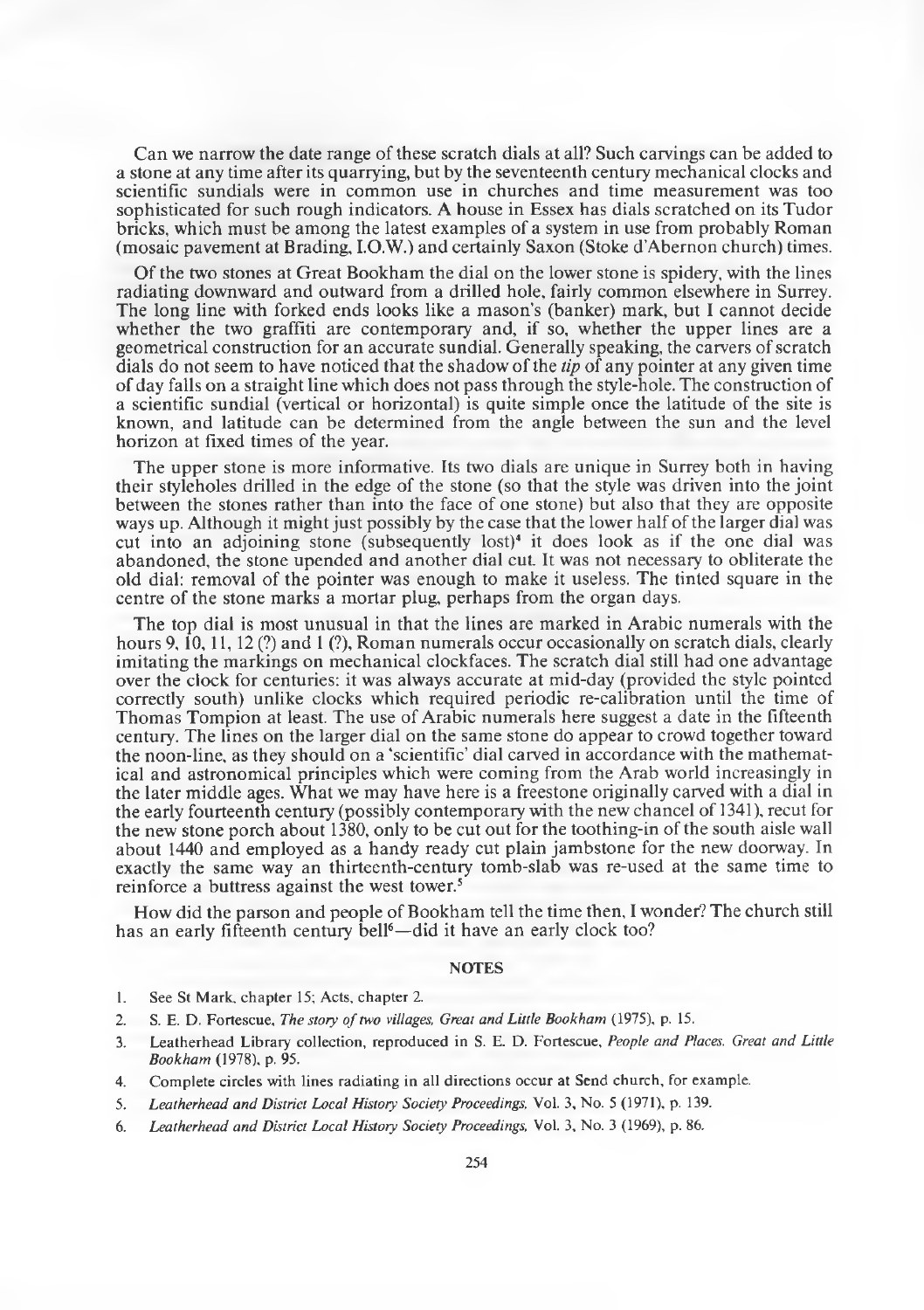Can we narrow the date range of these scratch dials at all? Such carvings can be added to a stone at any time after its quarrying, but by the seventeenth century mechanical clocks and scientific sundials were in common use in churches and time measurement was too sophisticated for such rough indicators. A house in Essex has dials scratched on its Tudor bricks, which must be among the latest examples of a system in use from probably Roman (mosaic pavement at Brading, I.O.W.) and certainly Saxon (Stoke d'Abernon church) times.

Of the two stones at Great Bookham the dial on the lower stone is spidery, with the lines radiating downward and outward from a drilled hole, fairly common elsewhere in Surrey. The long line with forked ends looks like a mason's (banker) mark, but I cannot decide whether the two graffiti are contemporary and, if so, whether the upper lines are a geometrical construction for an accurate sundial. Generally speaking, the carvers of scratch dials do not seem to have noticed that the shadow of the *tip* of any pointer at any given time of day falls on a straight line which does not pass through the style-hole. The construction of a scientific sundial (vertical or horizontal) is quite simple once the latitude of the site is known, and latitude can be determined from the angle between the sun and the level horizon at fixed times of the year.

The upper stone is more informative. Its two dials are unique in Surrey both in having their styleholes drilled in the edge of the stone (so that the style was driven into the joint between the stones rather than into the face of one stone) but also that they are opposite ways up. Although it might just possibly by the case that the lower half of the larger dial was cut into an adjoining stone (subsequently lost)[4] it does look as if the one dial was abandoned, the stone upended and another dial cut. It was not necessary to obliterate the old dial: removal of the pointer was enough to make it useless. The tinted square in the centre of the stone marks a mortar plug, perhaps from the organ days.

The top dial is most unusual in that the lines are marked in Arabic numerals with the hours 9, 10, 11, 12 (?) and 1 (?). Roman numerals occur occasionally on scratch dials, clearly imitating the markings on mechanical clockfaces. The scratch dial still had one advantage over the clock for centuries: it was always accurate at mid-day (provided the style pointed correctly south) unlike clocks which required periodic re-calibration until the time of Thomas Tompion at least. The use of Arabic numerals here suggest a date in the fifteenth century. The lines on the larger dial on the same stone do appear to crowd together toward the noon-line, as they should on a 'scientific' dial carved in accordance with the mathematical and astronomical principles which were coming from the Arab world increasingly in the later middle ages. What we may have here is a freestone originally carved with a dial in the early fourteenth century (possibly contemporary with the new chancel of 1341), recut for the new stone porch about 1380, only to be cut out for the toothing-in of the south aisle wall about 1440 and employed as a handy ready cut plain jambstone for the new doorway. In exactly the same way an thirteenth-century tomb-slab was re-used at the same time to reinforce a buttress against the west tower.[5]

How did the parson and people of Bookham tell the time then, I wonder? The church still has an early fifteenth century bell[6]—did it have an early clock too?

## NOTES

1. See St Mark, chapter 15; Acts, chapter 2.
2. S. E. D. Fortescue, *The story of two villages, Great and Little Bookham* (1975), p. 15.
3. Leatherhead Library collection, reproduced in S. E. D. Fortescue, *People and Places. Great and Little Bookham* (1978), p. 95.
4. Complete circles with lines radiating in all directions occur at Send church, for example.
5. *Leatherhead and District Local History Society Proceedings*, Vol. 3, No. 5 (1971), p. 139.
6. *Leatherhead and District Local History Society Proceedings*, Vol. 3, No. 3 (1969), p. 86.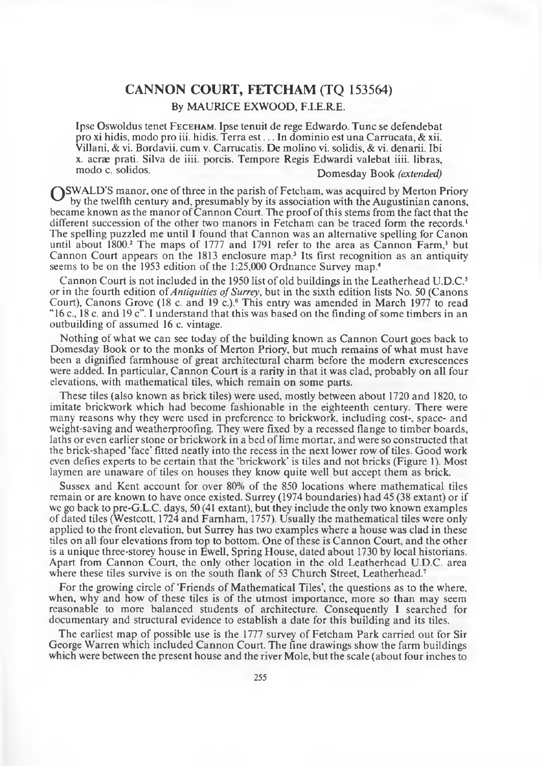# CANNON COURT, FETCHAM (TQ 153564)

By MAURICE EXWOOD, F.I.E.R.E.

> Ipse Oswoldus tenet FECEHAM. Ipse tenuit de rege Edwardo. Tunc se defendebat pro xi hidis, modo pro iii. hidis. Terra est . . . In dominio est una Carrucata, & xii. Villani, & vi. Bordavii. cum v. Carrucatis. De molino vi. solidis, & vi. denarii. Ibi x. acræ prati. Silva de iiii. porcis. Tempore Regis Edwardi valebat iiii. libras, modo c. solidos.
>
> Domesday Book *(extended)*

OSWALD'S manor, one of three in the parish of Fetcham, was acquired by Merton Priory by the twelfth century and, presumably by its association with the Augustinian canons, became known as the manor of Cannon Court. The proof of this stems from the fact that the different succession of the other two manors in Fetcham can be traced form the records.[1] The spelling puzzled me until I found that Cannon was an alternative spelling for Canon until about 1800.[2] The maps of 1777 and 1791 refer to the area as Cannon Farm,[3] but Cannon Court appears on the 1813 enclosure map.[3] Its first recognition as an antiquity seems to be on the 1953 edition of the 1:25,000 Ordnance Survey map.[4]

Cannon Court is not included in the 1950 list of old buildings in the Leatherhead U.D.C.[5] or in the fourth edition of *Antiquities of Surrey*, but in the sixth edition lists No. 50 (Canons Court), Canons Grove (18 c. and 19 c.).[6] This entry was amended in March 1977 to read "16 c., 18 c. and 19 c". I understand that this was based on the finding of some timbers in an outbuilding of assumed 16 c. vintage.

Nothing of what we can see today of the building known as Cannon Court goes back to Domesday Book or to the monks of Merton Priory, but much remains of what must have been a dignified farmhouse of great architectural charm before the modern excrescences were added. In particular, Cannon Court is a rarity in that it was clad, probably on all four elevations, with mathematical tiles, which remain on some parts.

These tiles (also known as brick tiles) were used, mostly between about 1720 and 1820, to imitate brickwork which had become fashionable in the eighteenth century. There were many reasons why they were used in preference to brickwork, including cost-, space- and weight-saving and weatherproofing. They were fixed by a recessed flange to timber boards, laths or even earlier stone or brickwork in a bed of lime mortar, and were so constructed that the brick-shaped 'face' fitted neatly into the recess in the next lower row of tiles. Good work even defies experts to be certain that the 'brickwork' is tiles and not bricks (Figure 1). Most laymen are unaware of tiles on houses they know quite well but accept them as brick.

Sussex and Kent account for over 80% of the 850 locations where mathematical tiles remain or are known to have once existed. Surrey (1974 boundaries) had 45 (38 extant) or if we go back to pre-G.L.C. days, 50 (41 extant), but they include the only two known examples of dated tiles (Westcott, 1724 and Farnham, 1757). Usually the mathematical tiles were only applied to the front elevation, but Surrey has two examples where a house was clad in these tiles on all four elevations from top to bottom. One of these is Cannon Court, and the other is a unique three-storey house in Ewell, Spring House, dated about 1730 by local historians. Apart from Cannon Court, the only other location in the old Leatherhead U.D.C. area where these tiles survive is on the south flank of 53 Church Street, Leatherhead.[7]

For the growing circle of 'Friends of Mathematical Tiles', the questions as to the where, when, why and how of these tiles is of the utmost importance, more so than may seem reasonable to more balanced students of architecture. Consequently I searched for documentary and structural evidence to establish a date for this building and its tiles.

The earliest map of possible use is the 1777 survey of Fetcham Park carried out for Sir George Warren which included Cannon Court. The fine drawings show the farm buildings which were between the present house and the river Mole, but the scale (about four inches to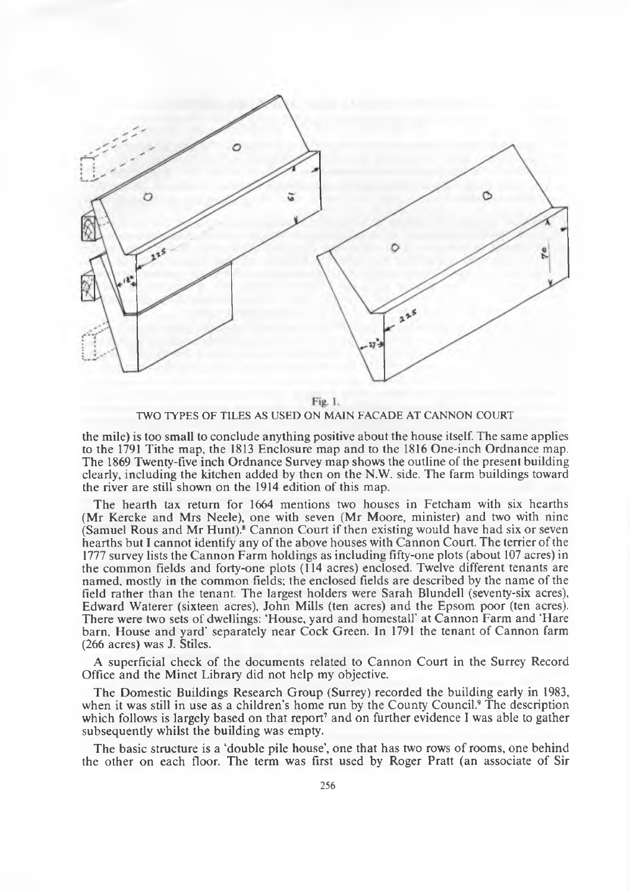Fig. 1.

TWO TYPES OF TILES AS USED ON MAIN FACADE AT CANNON COURT

the mile) is too small to conclude anything positive about the house itself. The same applies to the 1791 Tithe map, the 1813 Enclosure map and to the 1816 One-inch Ordnance map. The 1869 Twenty-five inch Ordnance Survey map shows the outline of the present building clearly, including the kitchen added by then on the N.W. side. The farm buildings toward the river are still shown on the 1914 edition of this map.

The hearth tax return for 1664 mentions two houses in Fetcham with six hearths (Mr Kercke and Mrs Neele), one with seven (Mr Moore, minister) and two with nine (Samuel Rous and Mr Hunt).[8] Cannon Court if then existing would have had six or seven hearths but I cannot identify any of the above houses with Cannon Court. The terrier of the 1777 survey lists the Cannon Farm holdings as including fifty-one plots (about 107 acres) in the common fields and forty-one plots (114 acres) enclosed. Twelve different tenants are named, mostly in the common fields; the enclosed fields are described by the name of the field rather than the tenant. The largest holders were Sarah Blundell (seventy-six acres), Edward Waterer (sixteen acres), John Mills (ten acres) and the Epsom poor (ten acres). There were two sets of dwellings: 'House, yard and homestall' at Cannon Farm and 'Hare barn, House and yard' separately near Cock Green. In 1791 the tenant of Cannon farm (266 acres) was J. Stiles.

A superficial check of the documents related to Cannon Court in the Surrey Record Office and the Minet Library did not help my objective.

The Domestic Buildings Research Group (Surrey) recorded the building early in 1983, when it was still in use as a children's home run by the County Council.[9] The description which follows is largely based on that report[7] and on further evidence I was able to gather subsequently whilst the building was empty.

The basic structure is a 'double pile house', one that has two rows of rooms, one behind the other on each floor. The term was first used by Roger Pratt (an associate of Sir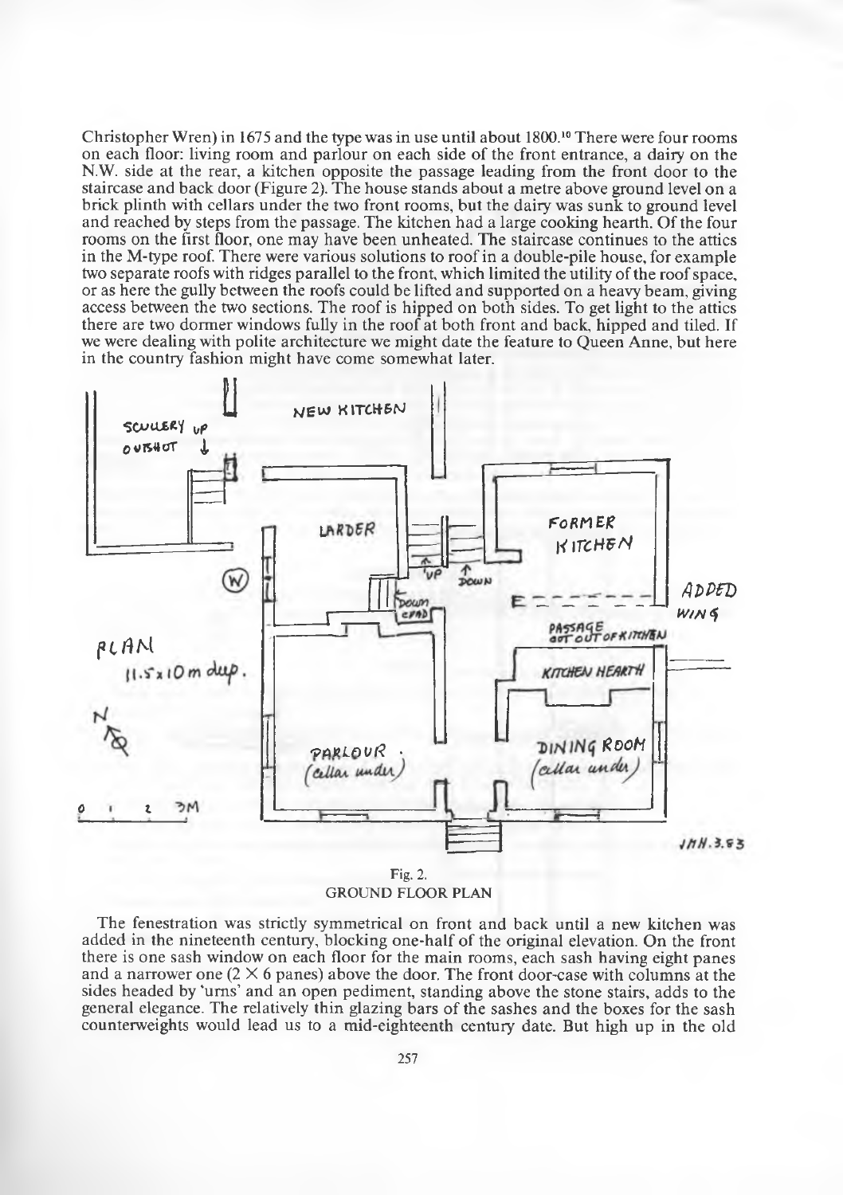Christopher Wren) in 1675 and the type was in use until about 1800.[10] There were four rooms on each floor: living room and parlour on each side of the front entrance, a dairy on the N.W. side at the rear, a kitchen opposite the passage leading from the front door to the staircase and back door (Figure 2). The house stands about a metre above ground level on a brick plinth with cellars under the two front rooms, but the dairy was sunk to ground level and reached by steps from the passage. The kitchen had a large cooking hearth. Of the four rooms on the first floor, one may have been unheated. The staircase continues to the attics in the M-type roof. There were various solutions to roof in a double-pile house, for example two separate roofs with ridges parallel to the front, which limited the utility of the roof space, or as here the gully between the roofs could be lifted and supported on a heavy beam, giving access between the two sections. The roof is hipped on both sides. To get light to the attics there are two dormer windows fully in the roof at both front and back, hipped and tiled. If we were dealing with polite architecture we might date the feature to Queen Anne, but here in the country fashion might have come somewhat later.

Fig. 2.
GROUND FLOOR PLAN

The fenestration was strictly symmetrical on front and back until a new kitchen was added in the nineteenth century, blocking one-half of the original elevation. On the front there is one sash window on each floor for the main rooms, each sash having eight panes and a narrower one ($2 \times 6$ panes) above the door. The front door-case with columns at the sides headed by 'urns' and an open pediment, standing above the stone stairs, adds to the general elegance. The relatively thin glazing bars of the sashes and the boxes for the sash counterweights would lead us to a mid-eighteenth century date. But high up in the old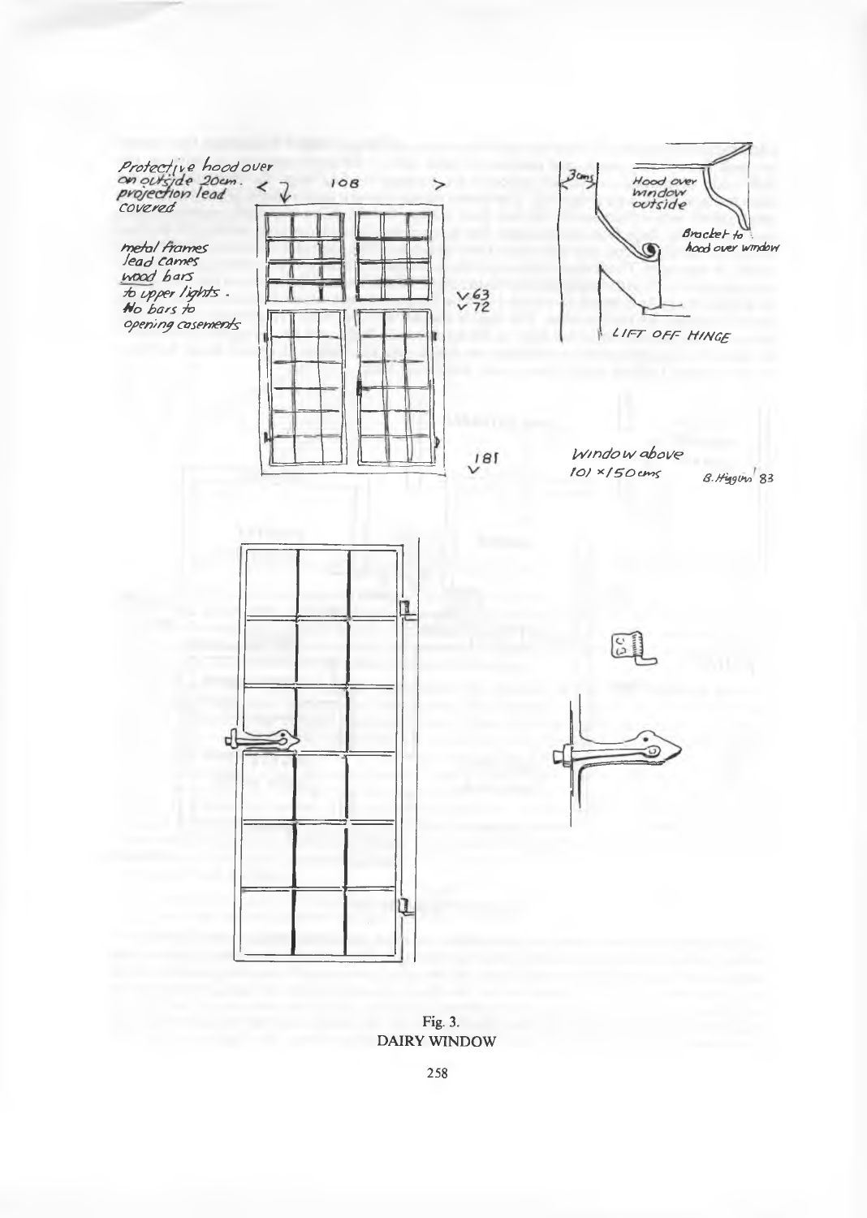Fig. 3.
DAIRY WINDOW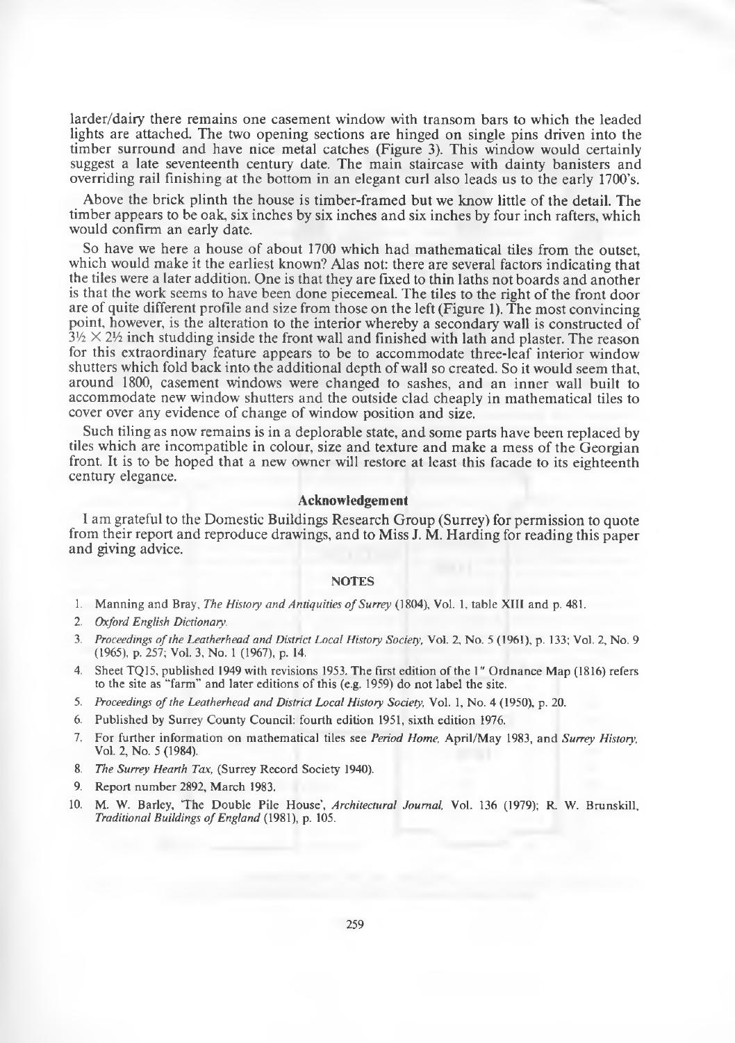larder/dairy there remains one casement window with transom bars to which the leaded lights are attached. The two opening sections are hinged on single pins driven into the timber surround and have nice metal catches (Figure 3). This window would certainly suggest a late seventeenth century date. The main staircase with dainty banisters and overriding rail finishing at the bottom in an elegant curl also leads us to the early 1700's.

Above the brick plinth the house is timber-framed but we know little of the detail. The timber appears to be oak, six inches by six inches and six inches by four inch rafters, which would confirm an early date.

So have we here a house of about 1700 which had mathematical tiles from the outset, which would make it the earliest known? Alas not: there are several factors indicating that the tiles were a later addition. One is that they are fixed to thin laths not boards and another is that the work seems to have been done piecemeal. The tiles to the right of the front door are of quite different profile and size from those on the left (Figure 1). The most convincing point, however, is the alteration to the interior whereby a secondary wall is constructed of $3\frac{1}{2} \times 2\frac{1}{2}$ inch studding inside the front wall and finished with lath and plaster. The reason for this extraordinary feature appears to be to accommodate three-leaf interior window shutters which fold back into the additional depth of wall so created. So it would seem that, around 1800, casement windows were changed to sashes, and an inner wall built to accommodate new window shutters and the outside clad cheaply in mathematical tiles to cover over any evidence of change of window position and size.

Such tiling as now remains is in a deplorable state, and some parts have been replaced by tiles which are incompatible in colour, size and texture and make a mess of the Georgian front. It is to be hoped that a new owner will restore at least this facade to its eighteenth century elegance.

### Acknowledgement

I am grateful to the Domestic Buildings Research Group (Surrey) for permission to quote from their report and reproduce drawings, and to Miss J. M. Harding for reading this paper and giving advice.

### NOTES

1. Manning and Bray, *The History and Antiquities of Surrey* (1804), Vol. 1, table XIII and p. 481.
2. *Oxford English Dictionary.*
3. *Proceedings of the Leatherhead and District Local History Society,* Vol. 2, No. 5 (1961), p. 133; Vol. 2, No. 9 (1965), p. 257; Vol. 3, No. 1 (1967), p. 14.
4. Sheet TQ15, published 1949 with revisions 1953. The first edition of the 1" Ordnance Map (1816) refers to the site as "farm" and later editions of this (e.g. 1959) do not label the site.
5. *Proceedings of the Leatherhead and District Local History Society,* Vol. 1, No. 4 (1950), p. 20.
6. Published by Surrey County Council: fourth edition 1951, sixth edition 1976.
7. For further information on mathematical tiles see *Period Home,* April/May 1983, and *Surrey History,* Vol. 2, No. 5 (1984).
8. *The Surrey Hearth Tax,* (Surrey Record Society 1940).
9. Report number 2892, March 1983.
10. M. W. Barley, 'The Double Pile House', *Architectural Journal,* Vol. 136 (1979); R. W. Brunskill, *Traditional Buildings of England* (1981), p. 105.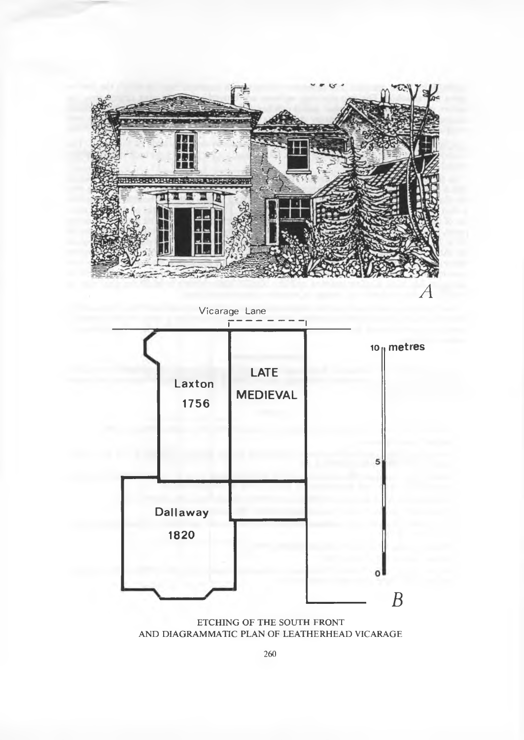ETCHING OF THE SOUTH FRONT
AND DIAGRAMMATIC PLAN OF LEATHERHEAD VICARAGE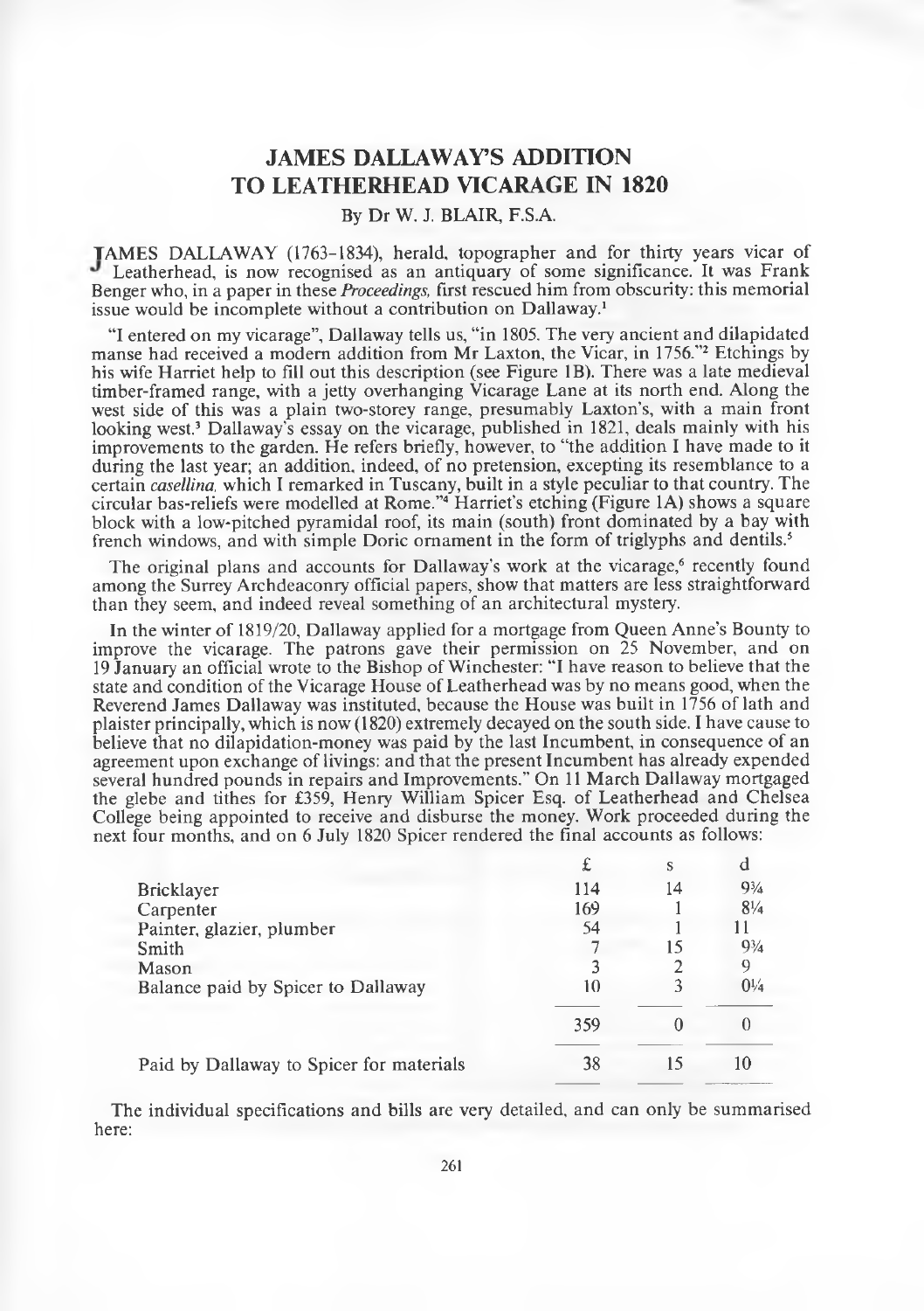# JAMES DALLAWAY'S ADDITION TO LEATHERHEAD VICARAGE IN 1820

By Dr W. J. BLAIR, F.S.A.

JAMES DALLAWAY (1763–1834), herald, topographer and for thirty years vicar of Leatherhead, is now recognised as an antiquary of some significance. It was Frank Benger who, in a paper in these *Proceedings*, first rescued him from obscurity: this memorial issue would be incomplete without a contribution on Dallaway.[1]

"I entered on my vicarage", Dallaway tells us, "in 1805. The very ancient and dilapidated manse had received a modern addition from Mr Laxton, the Vicar, in 1756."[2] Etchings by his wife Harriet help to fill out this description (see Figure 1B). There was a late medieval timber-framed range, with a jetty overhanging Vicarage Lane at its north end. Along the west side of this was a plain two-storey range, presumably Laxton's, with a main front looking west.[3] Dallaway's essay on the vicarage, published in 1821, deals mainly with his improvements to the garden. He refers briefly, however, to "the addition I have made to it during the last year; an addition, indeed, of no pretension, excepting its resemblance to a certain *casellina*, which I remarked in Tuscany, built in a style peculiar to that country. The circular bas-reliefs were modelled at Rome."[4] Harriet's etching (Figure 1A) shows a square block with a low-pitched pyramidal roof, its main (south) front dominated by a bay with french windows, and with simple Doric ornament in the form of triglyphs and dentils.[5]

The original plans and accounts for Dallaway's work at the vicarage,[6] recently found among the Surrey Archdeaconry official papers, show that matters are less straightforward than they seem, and indeed reveal something of an architectural mystery.

In the winter of 1819/20, Dallaway applied for a mortgage from Queen Anne's Bounty to improve the vicarage. The patrons gave their permission on 25 November, and on 19 January an official wrote to the Bishop of Winchester: "I have reason to believe that the state and condition of the Vicarage House of Leatherhead was by no means good, when the Reverend James Dallaway was instituted, because the House was built in 1756 of lath and plaister principally, which is now (1820) extremely decayed on the south side. I have cause to believe that no dilapidation-money was paid by the last Incumbent, in consequence of an agreement upon exchange of livings: and that the present Incumbent has already expended several hundred pounds in repairs and Improvements." On 11 March Dallaway mortgaged the glebe and tithes for £359, Henry William Spicer Esq. of Leatherhead and Chelsea College being appointed to receive and disburse the money. Work proceeded during the next four months, and on 6 July 1820 Spicer rendered the final accounts as follows:

| | £ | s | d |
|---|---|---|---|
| Bricklayer | 114 | 14 | 9¾ |
| Carpenter | 169 | 1 | 8¼ |
| Painter, glazier, plumber | 54 | 1 | 11 |
| Smith | 7 | 15 | 9¾ |
| Mason | 3 | 2 | 9 |
| Balance paid by Spicer to Dallaway | 10 | 3 | 0¼ |
| | 359 | 0 | 0 |
| Paid by Dallaway to Spicer for materials | 38 | 15 | 10 |

The individual specifications and bills are very detailed, and can only be summarised here: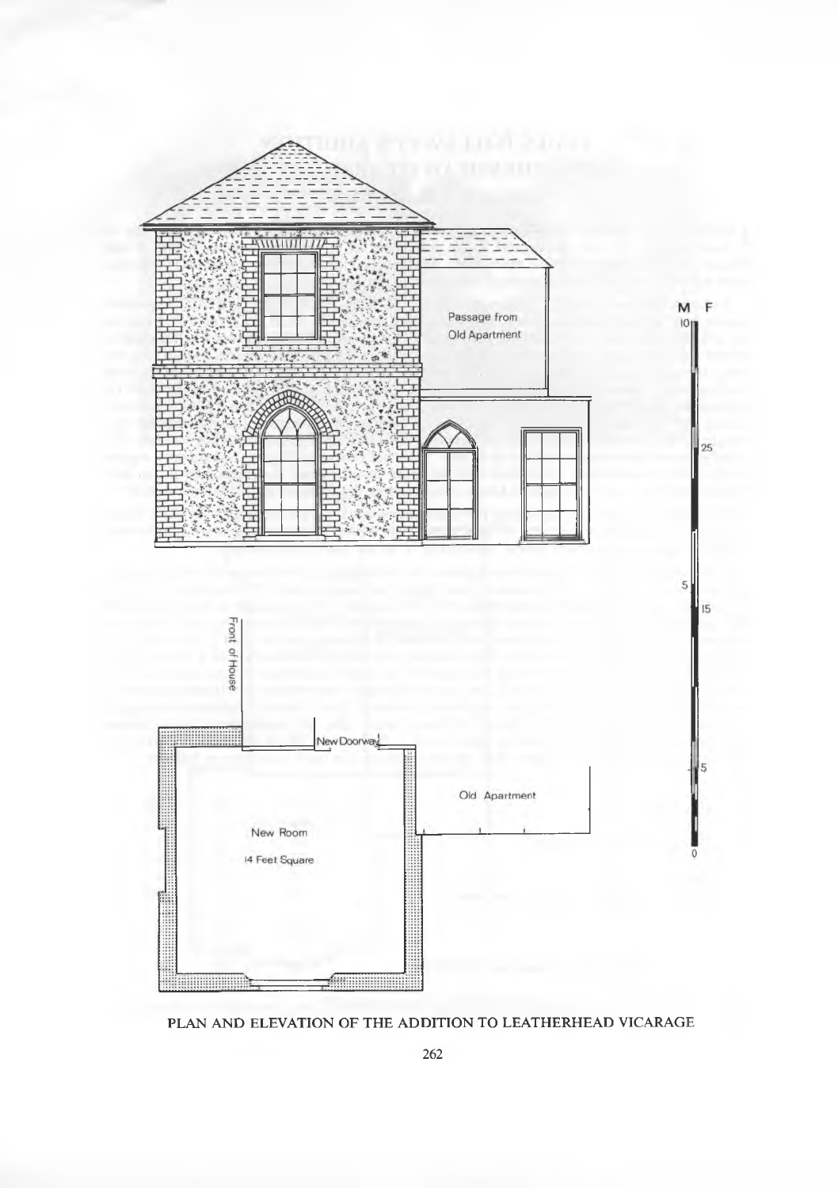Passage from Old Apartment

Front of House

New Doorway

Old Apartment

New Room

14 Feet Square

M F

10

25

5

15

5

0

PLAN AND ELEVATION OF THE ADDITION TO LEATHERHEAD VICARAGE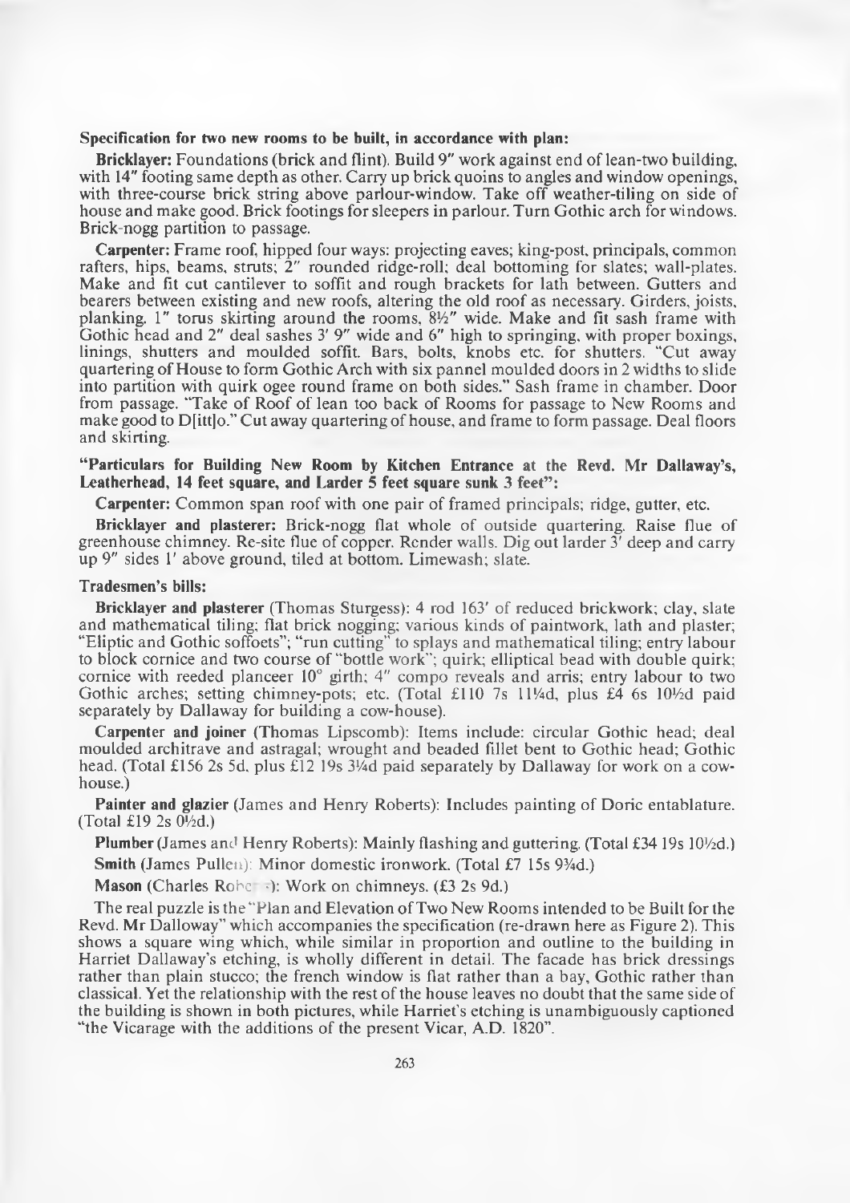**Specification for two new rooms to be built, in accordance with plan:**

**Bricklayer:** Foundations (brick and flint). Build 9″ work against end of lean-two building, with 14″ footing same depth as other. Carry up brick quoins to angles and window openings, with three-course brick string above parlour-window. Take off weather-tiling on side of house and make good. Brick footings for sleepers in parlour. Turn Gothic arch for windows. Brick-nogg partition to passage.

**Carpenter:** Frame roof, hipped four ways: projecting eaves; king-post, principals, common rafters, hips, beams, struts; 2″ rounded ridge-roll; deal bottoming for slates; wall-plates. Make and fit cut cantilever to soffit and rough brackets for lath between. Gutters and bearers between existing and new roofs, altering the old roof as necessary. Girders, joists, planking. 1″ torus skirting around the rooms, 8½″ wide. Make and fit sash frame with Gothic head and 2″ deal sashes 3′ 9″ wide and 6″ high to springing, with proper boxings, linings, shutters and moulded soffit. Bars, bolts, knobs etc. for shutters. "Cut away quartering of House to form Gothic Arch with six pannel moulded doors in 2 widths to slide into partition with quirk ogee round frame on both sides." Sash frame in chamber. Door from passage. "Take of Roof of lean too back of Rooms for passage to New Rooms and make good to D[itt]o." Cut away quartering of house, and frame to form passage. Deal floors and skirting.

**"Particulars for Building New Room by Kitchen Entrance at the Revd. Mr Dallaway's, Leatherhead, 14 feet square, and Larder 5 feet square sunk 3 feet":**

**Carpenter:** Common span roof with one pair of framed principals; ridge, gutter, etc.

**Bricklayer and plasterer:** Brick-nogg flat whole of outside quartering. Raise flue of greenhouse chimney. Re-site flue of copper. Render walls. Dig out larder 3′ deep and carry up 9″ sides 1′ above ground, tiled at bottom. Limewash; slate.

**Tradesmen's bills:**

**Bricklayer and plasterer** (Thomas Sturgess): 4 rod 163′ of reduced brickwork; clay, slate and mathematical tiling; flat brick nogging; various kinds of paintwork, lath and plaster; "Eliptic and Gothic soffoets"; "run cutting" to splays and mathematical tiling; entry labour to block cornice and two course of "bottle work"; quirk; elliptical bead with double quirk; cornice with reeded planceer 10° girth; 4″ compo reveals and arris; entry labour to two Gothic arches; setting chimney-pots; etc. (Total £110 7s 11¼d, plus £4 6s 10½d paid separately by Dallaway for building a cow-house).

**Carpenter and joiner** (Thomas Lipscomb): Items include: circular Gothic head; deal moulded architrave and astragal; wrought and beaded fillet bent to Gothic head; Gothic head. (Total £156 2s 5d, plus £12 19s 3¼d paid separately by Dallaway for work on a cow-house.)

**Painter and glazier** (James and Henry Roberts): Includes painting of Doric entablature. (Total £19 2s 0½d.)

**Plumber** (James and Henry Roberts): Mainly flashing and guttering. (Total £34 19s 10½d.)

**Smith** (James Pullen): Minor domestic ironwork. (Total £7 15s 9¾d.)

**Mason** (Charles Roberts): Work on chimneys. (£3 2s 9d.)

The real puzzle is the "Plan and Elevation of Two New Rooms intended to be Built for the Revd. Mr Dalloway" which accompanies the specification (re-drawn here as Figure 2). This shows a square wing which, while similar in proportion and outline to the building in Harriet Dallaway's etching, is wholly different in detail. The facade has brick dressings rather than plain stucco; the french window is flat rather than a bay, Gothic rather than classical. Yet the relationship with the rest of the house leaves no doubt that the same side of the building is shown in both pictures, while Harriet's etching is unambiguously captioned "the Vicarage with the additions of the present Vicar, A.D. 1820".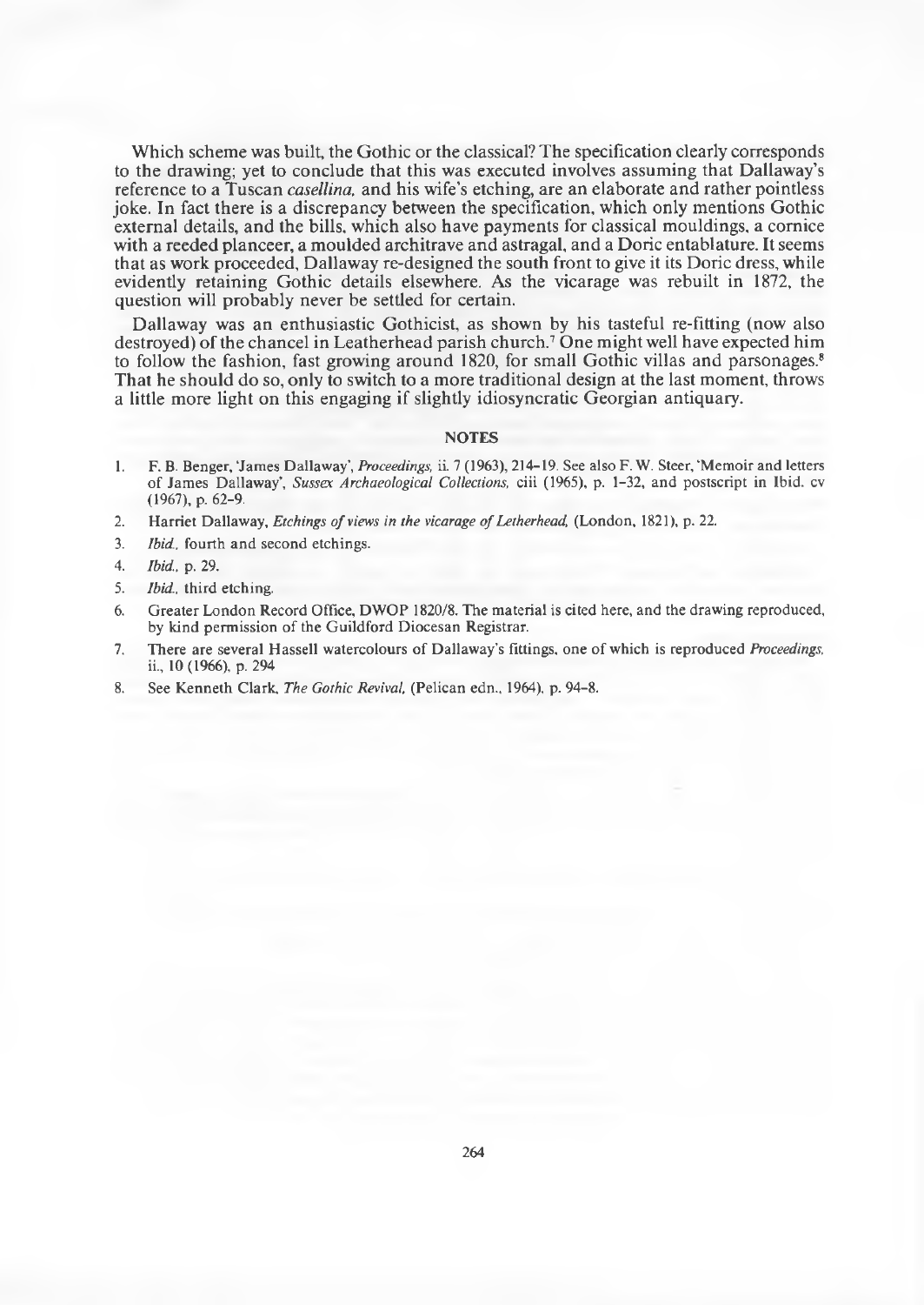Which scheme was built, the Gothic or the classical? The specification clearly corresponds to the drawing; yet to conclude that this was executed involves assuming that Dallaway's reference to a Tuscan *casellina*, and his wife's etching, are an elaborate and rather pointless joke. In fact there is a discrepancy between the specification, which only mentions Gothic external details, and the bills, which also have payments for classical mouldings, a cornice with a reeded planceer, a moulded architrave and astragal, and a Doric entablature. It seems that as work proceeded, Dallaway re-designed the south front to give it its Doric dress, while evidently retaining Gothic details elsewhere. As the vicarage was rebuilt in 1872, the question will probably never be settled for certain.

Dallaway was an enthusiastic Gothicist, as shown by his tasteful re-fitting (now also destroyed) of the chancel in Leatherhead parish church.[7] One might well have expected him to follow the fashion, fast growing around 1820, for small Gothic villas and parsonages.[8] That he should do so, only to switch to a more traditional design at the last moment, throws a little more light on this engaging if slightly idiosyncratic Georgian antiquary.

## NOTES

1. F. B. Benger, 'James Dallaway', *Proceedings*, ii. 7 (1963), 214–19. See also F. W. Steer, 'Memoir and letters of James Dallaway', *Sussex Archaeological Collections*, ciii (1965), p. 1–32, and postscript in Ibid. cv (1967), p. 62–9.
2. Harriet Dallaway, *Etchings of views in the vicarage of Letherhead*, (London, 1821), p. 22.
3. *Ibid.*, fourth and second etchings.
4. *Ibid.*, p. 29.
5. *Ibid.*, third etching.
6. Greater London Record Office, DWOP 1820/8. The material is cited here, and the drawing reproduced, by kind permission of the Guildford Diocesan Registrar.
7. There are several Hassell watercolours of Dallaway's fittings, one of which is reproduced *Proceedings*, ii., 10 (1966), p. 294
8. See Kenneth Clark, *The Gothic Revival*, (Pelican edn., 1964), p. 94–8.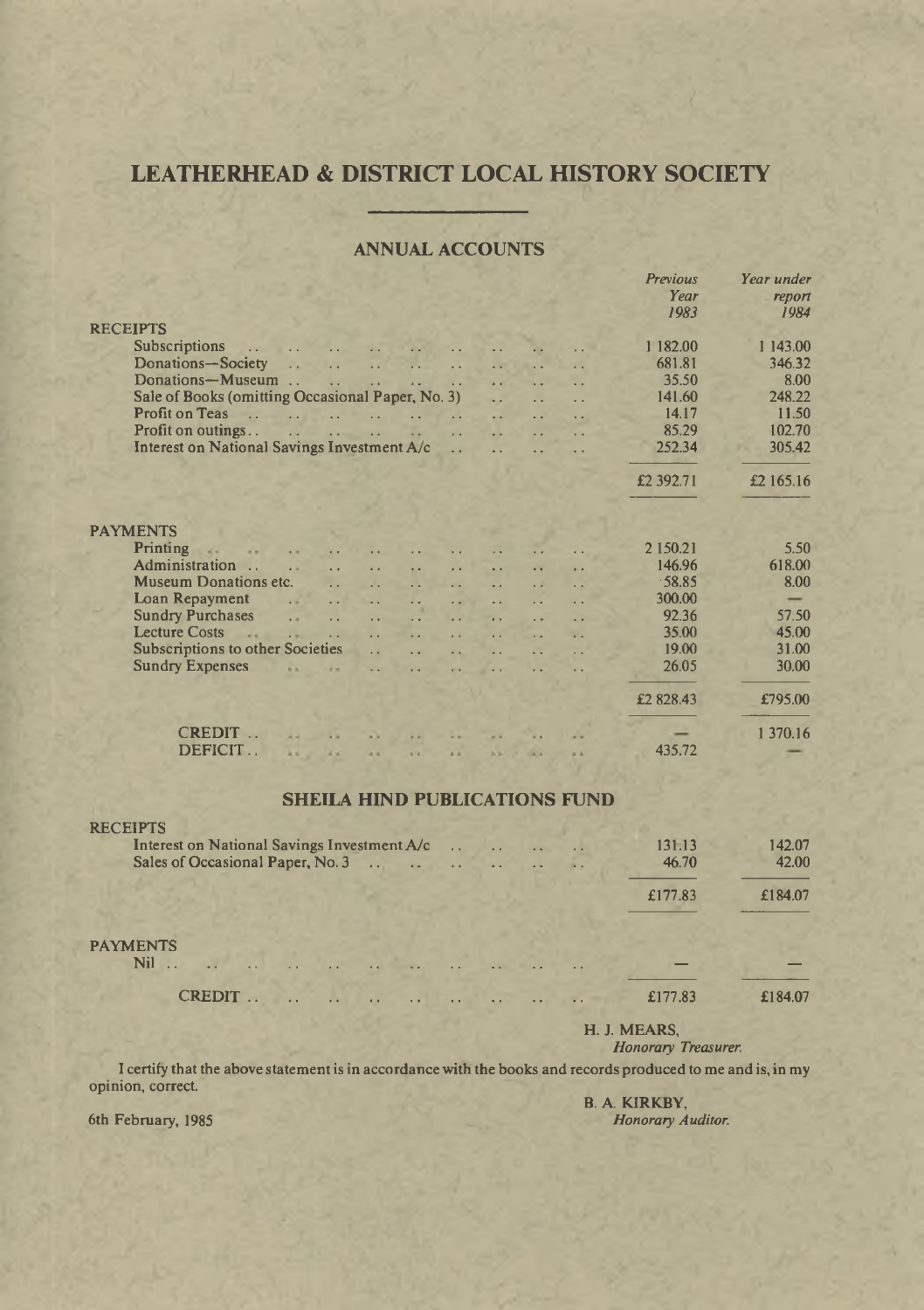# LEATHERHEAD & DISTRICT LOCAL HISTORY SOCIETY

## ANNUAL ACCOUNTS

| | *Previous Year 1983* | *Year under report 1984* |
|---|---|---|
| **RECEIPTS** | | |
| Subscriptions | 1 182.00 | 1 143.00 |
| Donations—Society | 681.81 | 346.32 |
| Donations—Museum | 35.50 | 8.00 |
| Sale of Books (omitting Occasional Paper, No. 3) | 141.60 | 248.22 |
| Profit on Teas | 14.17 | 11.50 |
| Profit on outings | 85.29 | 102.70 |
| Interest on National Savings Investment A/c | 252.34 | 305.42 |
| | £2 392.71 | £2 165.16 |
| **PAYMENTS** | | |
| Printing | 2 150.21 | 5.50 |
| Administration | 146.96 | 618.00 |
| Museum Donations etc. | 58.85 | 8.00 |
| Loan Repayment | 300.00 | — |
| Sundry Purchases | 92.36 | 57.50 |
| Lecture Costs | 35.00 | 45.00 |
| Subscriptions to other Societies | 19.00 | 31.00 |
| Sundry Expenses | 26.05 | 30.00 |
| | £2 828.43 | £795.00 |
| CREDIT | — | 1 370.16 |
| DEFICIT | 435.72 | — |

## SHEILA HIND PUBLICATIONS FUND

| | | |
|---|---|---|
| **RECEIPTS** | | |
| Interest on National Savings Investment A/c | 131.13 | 142.07 |
| Sales of Occasional Paper, No. 3 | 46.70 | 42.00 |
| | £177.83 | £184.07 |
| **PAYMENTS** | | |
| Nil | — | — |
| CREDIT | £177.83 | £184.07 |

H. J. MEARS,
*Honorary Treasurer.*

I certify that the above statement is in accordance with the books and records produced to me and is, in my opinion, correct.

B. A. KIRKBY,
*Honorary Auditor.*

6th February, 1985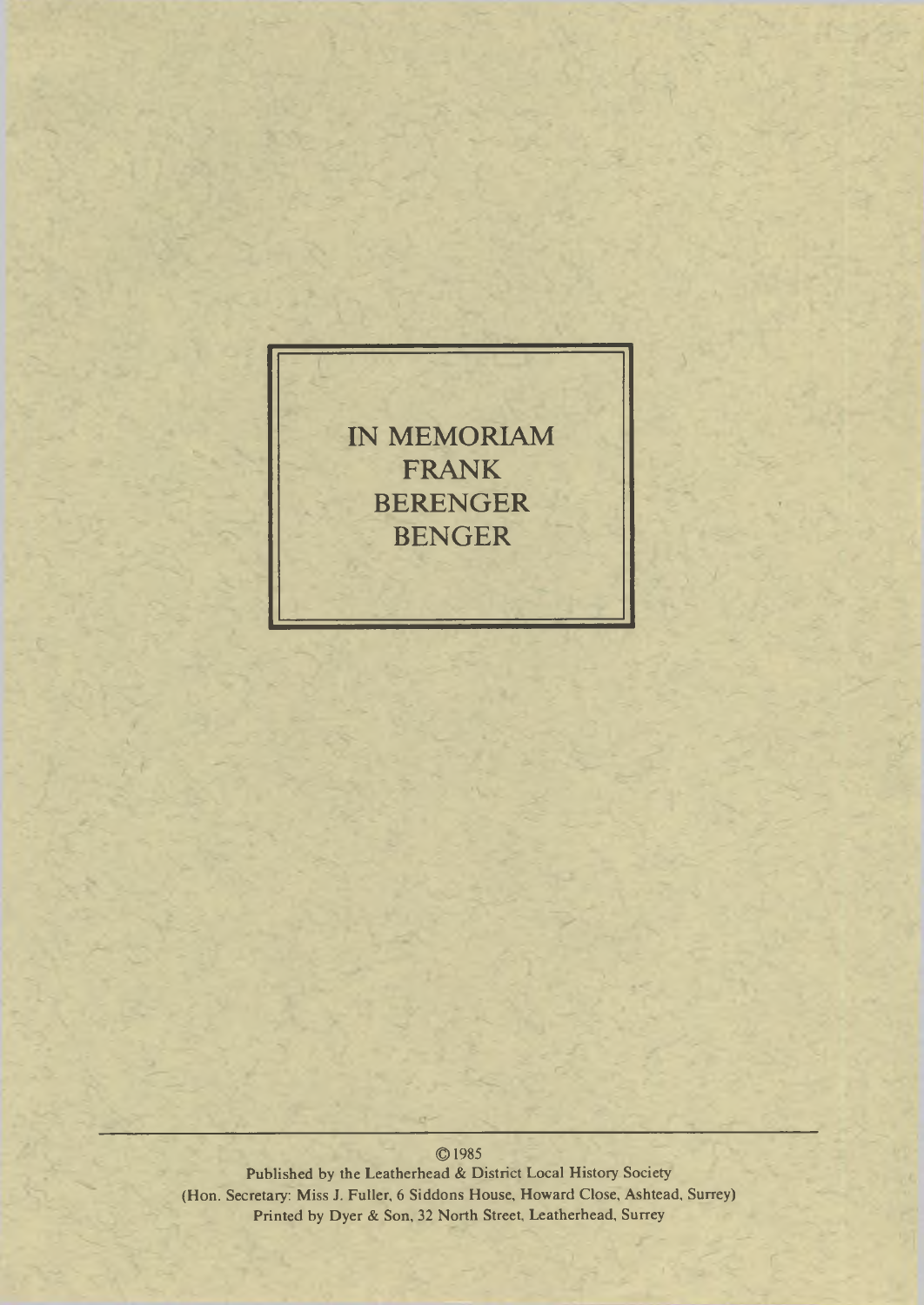# IN MEMORIAM FRANK BERENGER BENGER

---

© 1985

Published by the Leatherhead & District Local History Society

(Hon. Secretary: Miss J. Fuller, 6 Siddons House, Howard Close, Ashtead, Surrey)

Printed by Dyer & Son, 32 North Street, Leatherhead, Surrey